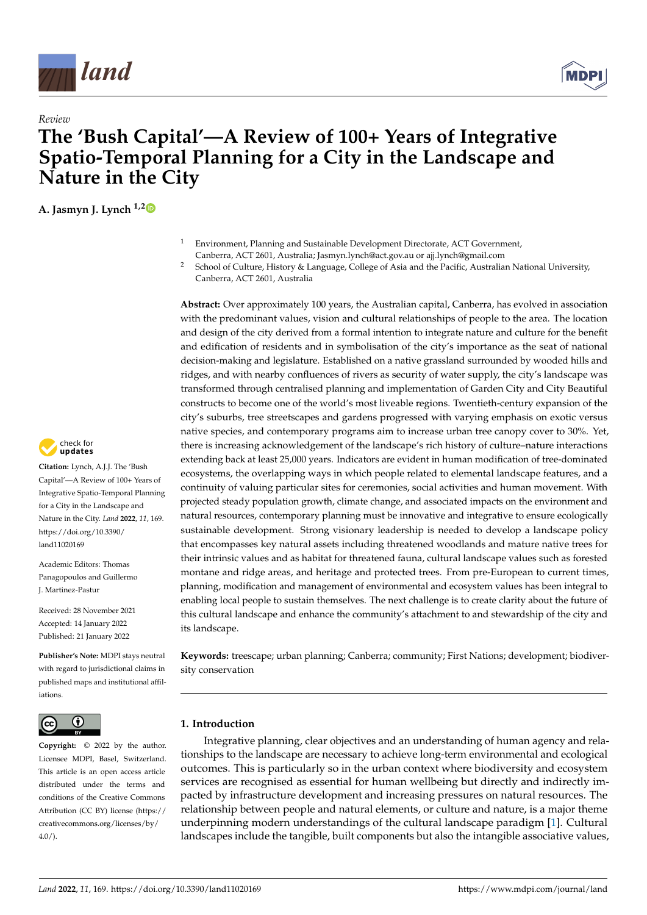*Review*

# The 'Bush Capital'—A Review of 100+ Years of Integrative Spatio-Temporal Planning for a City in the Landscape and Nature in the City

**A. Jasmyn J. Lynch** [1,2]

[1] Environment, Planning and Sustainable Development Directorate, ACT Government, Canberra, ACT 2601, Australia; Jasmyn.lynch@act.gov.au or ajj.lynch@gmail.com

[2] School of Culture, History & Language, College of Asia and the Pacific, Australian National University, Canberra, ACT 2601, Australia

**Abstract:** Over approximately 100 years, the Australian capital, Canberra, has evolved in association with the predominant values, vision and cultural relationships of people to the area. The location and design of the city derived from a formal intention to integrate nature and culture for the benefit and edification of residents and in symbolisation of the city's importance as the seat of national decision-making and legislature. Established on a native grassland surrounded by wooded hills and ridges, and with nearby confluences of rivers as security of water supply, the city's landscape was transformed through centralised planning and implementation of Garden City and City Beautiful constructs to become one of the world's most liveable regions. Twentieth-century expansion of the city's suburbs, tree streetscapes and gardens progressed with varying emphasis on exotic versus native species, and contemporary programs aim to increase urban tree canopy cover to 30%. Yet, there is increasing acknowledgement of the landscape's rich history of culture–nature interactions extending back at least 25,000 years. Indicators are evident in human modification of tree-dominated ecosystems, the overlapping ways in which people related to elemental landscape features, and a continuity of valuing particular sites for ceremonies, social activities and human movement. With projected steady population growth, climate change, and associated impacts on the environment and natural resources, contemporary planning must be innovative and integrative to ensure ecologically sustainable development. Strong visionary leadership is needed to develop a landscape policy that encompasses key natural assets including threatened woodlands and mature native trees for their intrinsic values and as habitat for threatened fauna, cultural landscape values such as forested montane and ridge areas, and heritage and protected trees. From pre-European to current times, planning, modification and management of environmental and ecosystem values has been integral to enabling local people to sustain themselves. The next challenge is to create clarity about the future of this cultural landscape and enhance the community's attachment to and stewardship of the city and its landscape.

**Keywords:** treescape; urban planning; Canberra; community; First Nations; development; biodiversity conservation

**Citation:** Lynch, A.J.J. The 'Bush Capital'—A Review of 100+ Years of Integrative Spatio-Temporal Planning for a City in the Landscape and Nature in the City. *Land* **2022**, *11*, 169. https://doi.org/10.3390/land11020169

Academic Editors: Thomas Panagopoulos and Guillermo J. Martinez-Pastur

Received: 28 November 2021
Accepted: 14 January 2022
Published: 21 January 2022

**Publisher's Note:** MDPI stays neutral with regard to jurisdictional claims in published maps and institutional affiliations.

**Copyright:** © 2022 by the author. Licensee MDPI, Basel, Switzerland. This article is an open access article distributed under the terms and conditions of the Creative Commons Attribution (CC BY) license (https://creativecommons.org/licenses/by/4.0/).

## 1. Introduction

Integrative planning, clear objectives and an understanding of human agency and relationships to the landscape are necessary to achieve long-term environmental and ecological outcomes. This is particularly so in the urban context where biodiversity and ecosystem services are recognised as essential for human wellbeing but directly and indirectly impacted by infrastructure development and increasing pressures on natural resources. The relationship between people and natural elements, or culture and nature, is a major theme underpinning modern understandings of the cultural landscape paradigm [1]. Cultural landscapes include the tangible, built components but also the intangible associative values,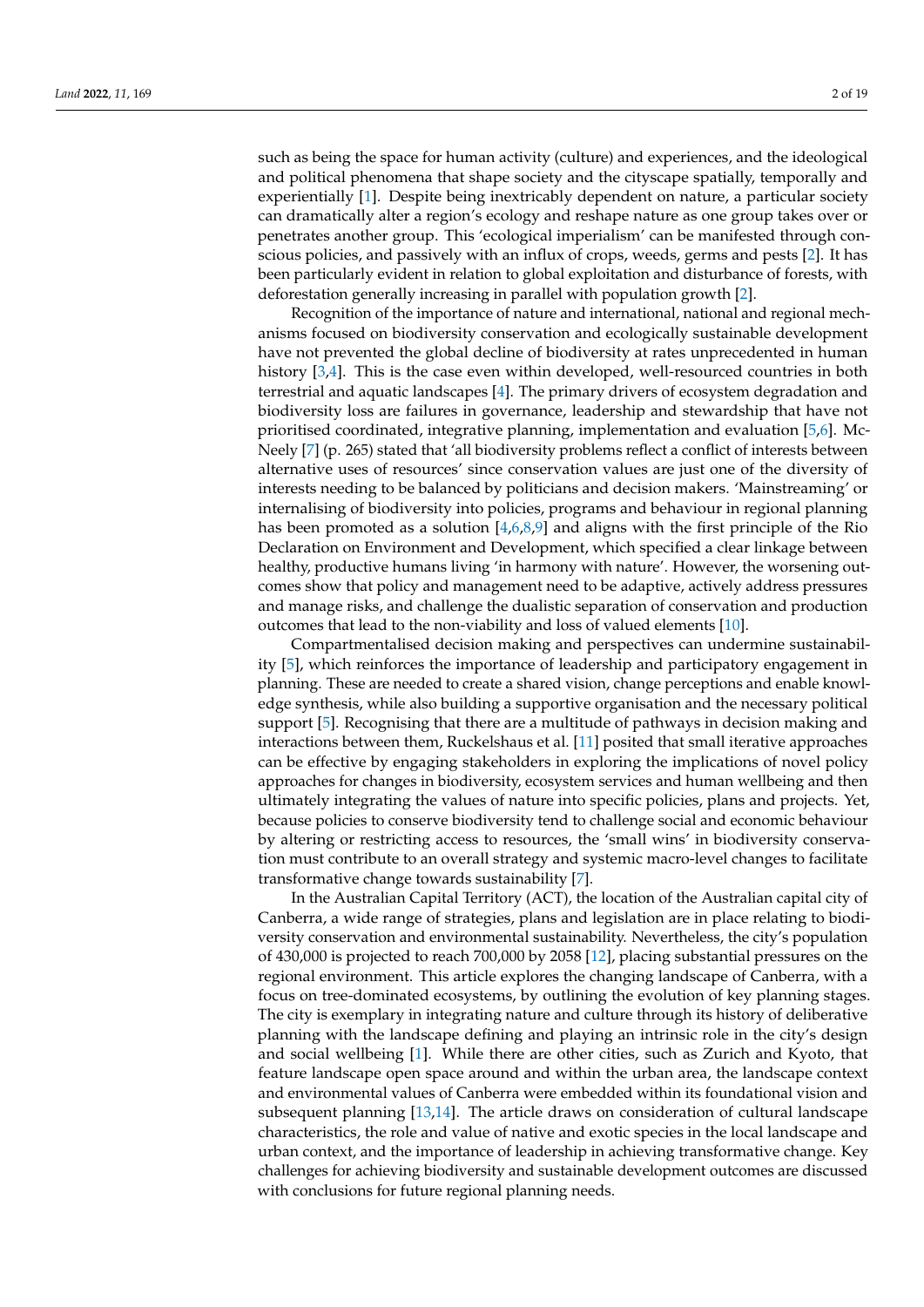such as being the space for human activity (culture) and experiences, and the ideological and political phenomena that shape society and the cityscape spatially, temporally and experientially [1]. Despite being inextricably dependent on nature, a particular society can dramatically alter a region's ecology and reshape nature as one group takes over or penetrates another group. This 'ecological imperialism' can be manifested through conscious policies, and passively with an influx of crops, weeds, germs and pests [2]. It has been particularly evident in relation to global exploitation and disturbance of forests, with deforestation generally increasing in parallel with population growth [2].

Recognition of the importance of nature and international, national and regional mechanisms focused on biodiversity conservation and ecologically sustainable development have not prevented the global decline of biodiversity at rates unprecedented in human history [3,4]. This is the case even within developed, well-resourced countries in both terrestrial and aquatic landscapes [4]. The primary drivers of ecosystem degradation and biodiversity loss are failures in governance, leadership and stewardship that have not prioritised coordinated, integrative planning, implementation and evaluation [5,6]. McNeely [7] (p. 265) stated that 'all biodiversity problems reflect a conflict of interests between alternative uses of resources' since conservation values are just one of the diversity of interests needing to be balanced by politicians and decision makers. 'Mainstreaming' or internalising of biodiversity into policies, programs and behaviour in regional planning has been promoted as a solution [4,6,8,9] and aligns with the first principle of the Rio Declaration on Environment and Development, which specified a clear linkage between healthy, productive humans living 'in harmony with nature'. However, the worsening outcomes show that policy and management need to be adaptive, actively address pressures and manage risks, and challenge the dualistic separation of conservation and production outcomes that lead to the non-viability and loss of valued elements [10].

Compartmentalised decision making and perspectives can undermine sustainability [5], which reinforces the importance of leadership and participatory engagement in planning. These are needed to create a shared vision, change perceptions and enable knowledge synthesis, while also building a supportive organisation and the necessary political support [5]. Recognising that there are a multitude of pathways in decision making and interactions between them, Ruckelshaus et al. [11] posited that small iterative approaches can be effective by engaging stakeholders in exploring the implications of novel policy approaches for changes in biodiversity, ecosystem services and human wellbeing and then ultimately integrating the values of nature into specific policies, plans and projects. Yet, because policies to conserve biodiversity tend to challenge social and economic behaviour by altering or restricting access to resources, the 'small wins' in biodiversity conservation must contribute to an overall strategy and systemic macro-level changes to facilitate transformative change towards sustainability [7].

In the Australian Capital Territory (ACT), the location of the Australian capital city of Canberra, a wide range of strategies, plans and legislation are in place relating to biodiversity conservation and environmental sustainability. Nevertheless, the city's population of 430,000 is projected to reach 700,000 by 2058 [12], placing substantial pressures on the regional environment. This article explores the changing landscape of Canberra, with a focus on tree-dominated ecosystems, by outlining the evolution of key planning stages. The city is exemplary in integrating nature and culture through its history of deliberative planning with the landscape defining and playing an intrinsic role in the city's design and social wellbeing [1]. While there are other cities, such as Zurich and Kyoto, that feature landscape open space around and within the urban area, the landscape context and environmental values of Canberra were embedded within its foundational vision and subsequent planning [13,14]. The article draws on consideration of cultural landscape characteristics, the role and value of native and exotic species in the local landscape and urban context, and the importance of leadership in achieving transformative change. Key challenges for achieving biodiversity and sustainable development outcomes are discussed with conclusions for future regional planning needs.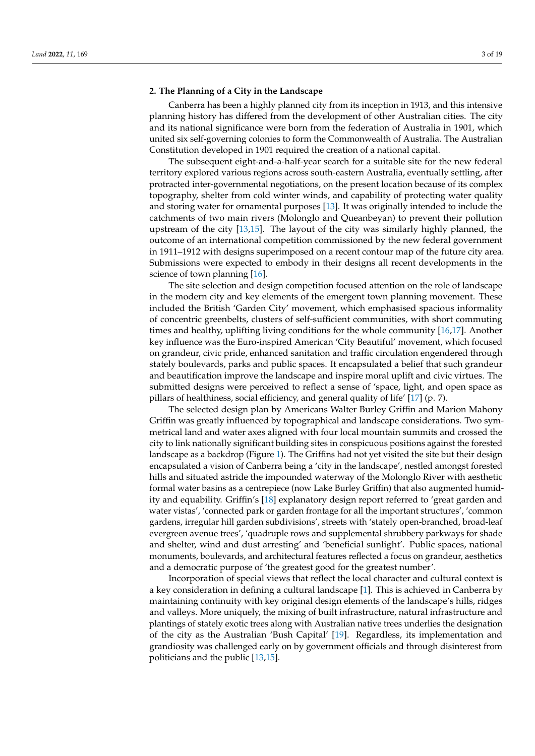## 2. The Planning of a City in the Landscape

Canberra has been a highly planned city from its inception in 1913, and this intensive planning history has differed from the development of other Australian cities. The city and its national significance were born from the federation of Australia in 1901, which united six self-governing colonies to form the Commonwealth of Australia. The Australian Constitution developed in 1901 required the creation of a national capital.

The subsequent eight-and-a-half-year search for a suitable site for the new federal territory explored various regions across south-eastern Australia, eventually settling, after protracted inter-governmental negotiations, on the present location because of its complex topography, shelter from cold winter winds, and capability of protecting water quality and storing water for ornamental purposes [13]. It was originally intended to include the catchments of two main rivers (Molonglo and Queanbeyan) to prevent their pollution upstream of the city [13,15]. The layout of the city was similarly highly planned, the outcome of an international competition commissioned by the new federal government in 1911–1912 with designs superimposed on a recent contour map of the future city area. Submissions were expected to embody in their designs all recent developments in the science of town planning [16].

The site selection and design competition focused attention on the role of landscape in the modern city and key elements of the emergent town planning movement. These included the British 'Garden City' movement, which emphasised spacious informality of concentric greenbelts, clusters of self-sufficient communities, with short commuting times and healthy, uplifting living conditions for the whole community [16,17]. Another key influence was the Euro-inspired American 'City Beautiful' movement, which focused on grandeur, civic pride, enhanced sanitation and traffic circulation engendered through stately boulevards, parks and public spaces. It encapsulated a belief that such grandeur and beautification improve the landscape and inspire moral uplift and civic virtues. The submitted designs were perceived to reflect a sense of 'space, light, and open space as pillars of healthiness, social efficiency, and general quality of life' [17] (p. 7).

The selected design plan by Americans Walter Burley Griffin and Marion Mahony Griffin was greatly influenced by topographical and landscape considerations. Two symmetrical land and water axes aligned with four local mountain summits and crossed the city to link nationally significant building sites in conspicuous positions against the forested landscape as a backdrop (Figure 1). The Griffins had not yet visited the site but their design encapsulated a vision of Canberra being a 'city in the landscape', nestled amongst forested hills and situated astride the impounded waterway of the Molonglo River with aesthetic formal water basins as a centrepiece (now Lake Burley Griffin) that also augmented humidity and equability. Griffin's [18] explanatory design report referred to 'great garden and water vistas', 'connected park or garden frontage for all the important structures', 'common gardens, irregular hill garden subdivisions', streets with 'stately open-branched, broad-leaf evergreen avenue trees', 'quadruple rows and supplemental shrubbery parkways for shade and shelter, wind and dust arresting' and 'beneficial sunlight'. Public spaces, national monuments, boulevards, and architectural features reflected a focus on grandeur, aesthetics and a democratic purpose of 'the greatest good for the greatest number'.

Incorporation of special views that reflect the local character and cultural context is a key consideration in defining a cultural landscape [1]. This is achieved in Canberra by maintaining continuity with key original design elements of the landscape's hills, ridges and valleys. More uniquely, the mixing of built infrastructure, natural infrastructure and plantings of stately exotic trees along with Australian native trees underlies the designation of the city as the Australian 'Bush Capital' [19]. Regardless, its implementation and grandiosity was challenged early on by government officials and through disinterest from politicians and the public [13,15].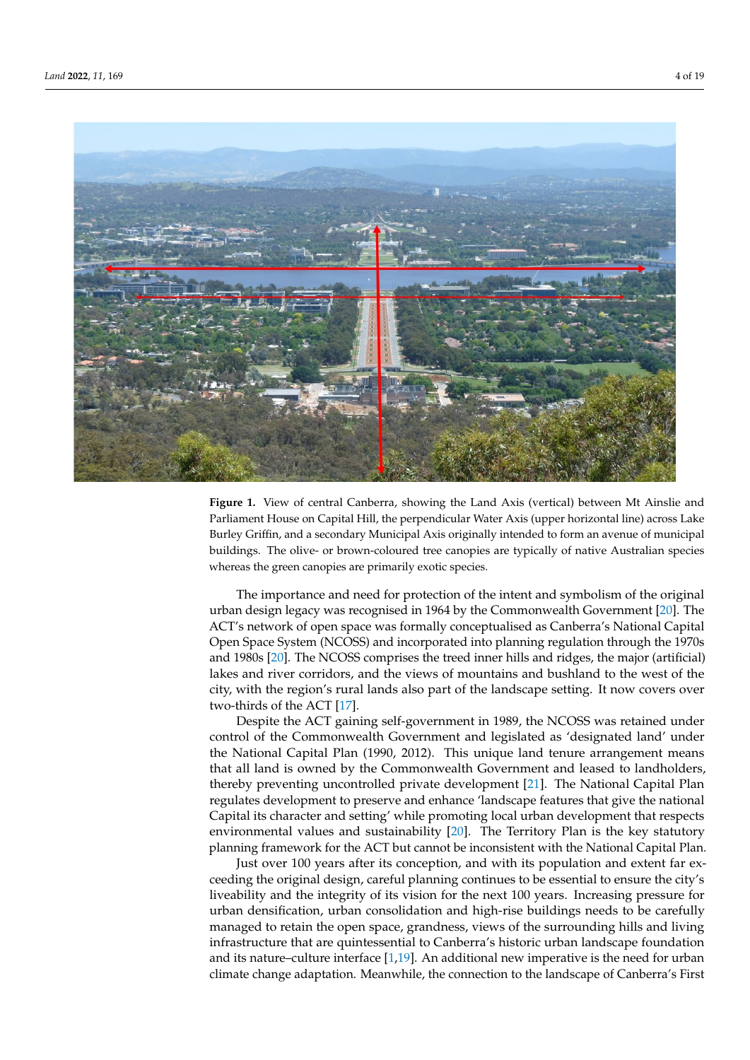**Figure 1.** View of central Canberra, showing the Land Axis (vertical) between Mt Ainslie and Parliament House on Capital Hill, the perpendicular Water Axis (upper horizontal line) across Lake Burley Griffin, and a secondary Municipal Axis originally intended to form an avenue of municipal buildings. The olive- or brown-coloured tree canopies are typically of native Australian species whereas the green canopies are primarily exotic species.

The importance and need for protection of the intent and symbolism of the original urban design legacy was recognised in 1964 by the Commonwealth Government [20]. The ACT's network of open space was formally conceptualised as Canberra's National Capital Open Space System (NCOSS) and incorporated into planning regulation through the 1970s and 1980s [20]. The NCOSS comprises the treed inner hills and ridges, the major (artificial) lakes and river corridors, and the views of mountains and bushland to the west of the city, with the region's rural lands also part of the landscape setting. It now covers over two-thirds of the ACT [17].

Despite the ACT gaining self-government in 1989, the NCOSS was retained under control of the Commonwealth Government and legislated as 'designated land' under the National Capital Plan (1990, 2012). This unique land tenure arrangement means that all land is owned by the Commonwealth Government and leased to landholders, thereby preventing uncontrolled private development [21]. The National Capital Plan regulates development to preserve and enhance 'landscape features that give the national Capital its character and setting' while promoting local urban development that respects environmental values and sustainability [20]. The Territory Plan is the key statutory planning framework for the ACT but cannot be inconsistent with the National Capital Plan.

Just over 100 years after its conception, and with its population and extent far exceeding the original design, careful planning continues to be essential to ensure the city's liveability and the integrity of its vision for the next 100 years. Increasing pressure for urban densification, urban consolidation and high-rise buildings needs to be carefully managed to retain the open space, grandness, views of the surrounding hills and living infrastructure that are quintessential to Canberra's historic urban landscape foundation and its nature–culture interface [1,19]. An additional new imperative is the need for urban climate change adaptation. Meanwhile, the connection to the landscape of Canberra's First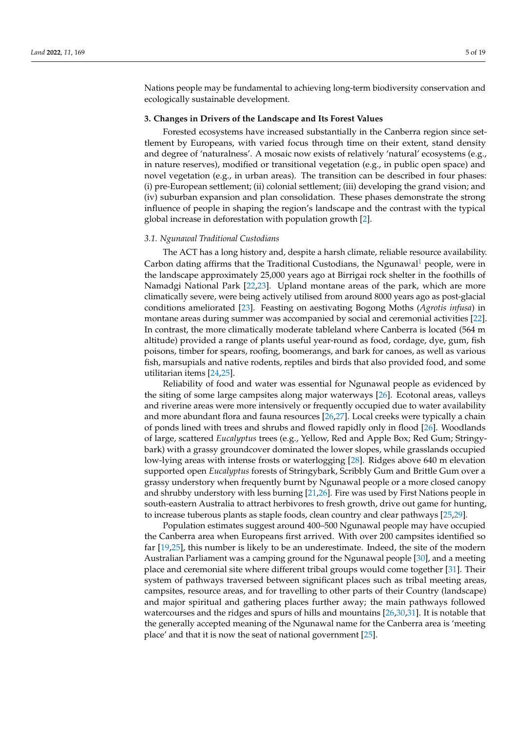Nations people may be fundamental to achieving long-term biodiversity conservation and ecologically sustainable development.

## 3. Changes in Drivers of the Landscape and Its Forest Values

Forested ecosystems have increased substantially in the Canberra region since settlement by Europeans, with varied focus through time on their extent, stand density and degree of 'naturalness'. A mosaic now exists of relatively 'natural' ecosystems (e.g., in nature reserves), modified or transitional vegetation (e.g., in public open space) and novel vegetation (e.g., in urban areas). The transition can be described in four phases: (i) pre-European settlement; (ii) colonial settlement; (iii) developing the grand vision; and (iv) suburban expansion and plan consolidation. These phases demonstrate the strong influence of people in shaping the region's landscape and the contrast with the typical global increase in deforestation with population growth [2].

### *3.1. Ngunawal Traditional Custodians*

The ACT has a long history and, despite a harsh climate, reliable resource availability. Carbon dating affirms that the Traditional Custodians, the Ngunawal[1] people, were in the landscape approximately 25,000 years ago at Birrigai rock shelter in the foothills of Namadgi National Park [22,23]. Upland montane areas of the park, which are more climatically severe, were being actively utilised from around 8000 years ago as post-glacial conditions ameliorated [23]. Feasting on aestivating Bogong Moths (*Agrotis infusa*) in montane areas during summer was accompanied by social and ceremonial activities [22]. In contrast, the more climatically moderate tableland where Canberra is located (564 m altitude) provided a range of plants useful year-round as food, cordage, dye, gum, fish poisons, timber for spears, roofing, boomerangs, and bark for canoes, as well as various fish, marsupials and native rodents, reptiles and birds that also provided food, and some utilitarian items [24,25].

Reliability of food and water was essential for Ngunawal people as evidenced by the siting of some large campsites along major waterways [26]. Ecotonal areas, valleys and riverine areas were more intensively or frequently occupied due to water availability and more abundant flora and fauna resources [26,27]. Local creeks were typically a chain of ponds lined with trees and shrubs and flowed rapidly only in flood [26]. Woodlands of large, scattered *Eucalyptus* trees (e.g., Yellow, Red and Apple Box; Red Gum; Stringybark) with a grassy groundcover dominated the lower slopes, while grasslands occupied low-lying areas with intense frosts or waterlogging [28]. Ridges above 640 m elevation supported open *Eucalyptus* forests of Stringybark, Scribbly Gum and Brittle Gum over a grassy understory when frequently burnt by Ngunawal people or a more closed canopy and shrubby understory with less burning [21,26]. Fire was used by First Nations people in south-eastern Australia to attract herbivores to fresh growth, drive out game for hunting, to increase tuberous plants as staple foods, clean country and clear pathways [25,29].

Population estimates suggest around 400–500 Ngunawal people may have occupied the Canberra area when Europeans first arrived. With over 200 campsites identified so far [19,25], this number is likely to be an underestimate. Indeed, the site of the modern Australian Parliament was a camping ground for the Ngunawal people [30], and a meeting place and ceremonial site where different tribal groups would come together [31]. Their system of pathways traversed between significant places such as tribal meeting areas, campsites, resource areas, and for travelling to other parts of their Country (landscape) and major spiritual and gathering places further away; the main pathways followed watercourses and the ridges and spurs of hills and mountains [26,30,31]. It is notable that the generally accepted meaning of the Ngunawal name for the Canberra area is 'meeting place' and that it is now the seat of national government [25].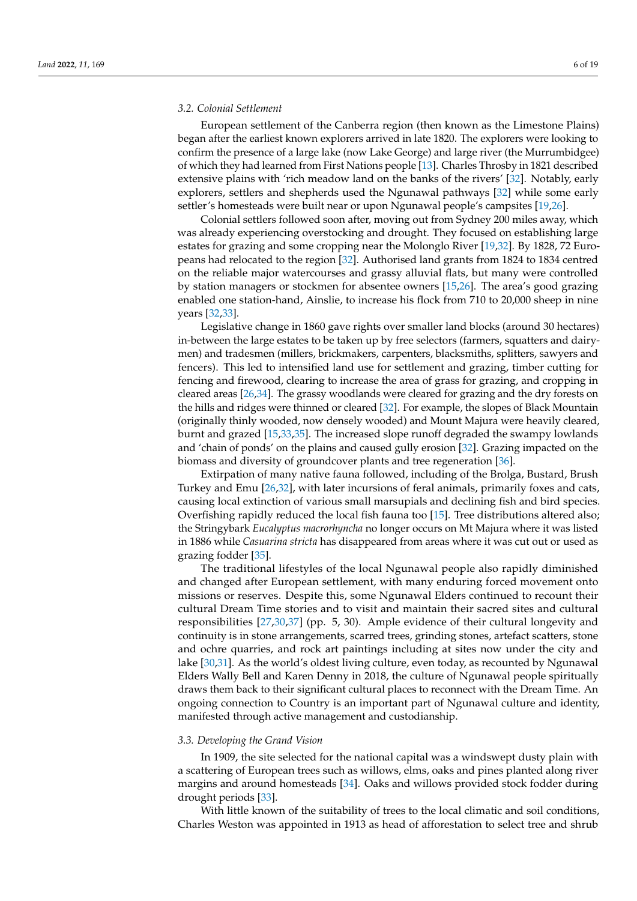### 3.2. Colonial Settlement

European settlement of the Canberra region (then known as the Limestone Plains) began after the earliest known explorers arrived in late 1820. The explorers were looking to confirm the presence of a large lake (now Lake George) and large river (the Murrumbidgee) of which they had learned from First Nations people [13]. Charles Throsby in 1821 described extensive plains with 'rich meadow land on the banks of the rivers' [32]. Notably, early explorers, settlers and shepherds used the Ngunawal pathways [32] while some early settler's homesteads were built near or upon Ngunawal people's campsites [19,26].

Colonial settlers followed soon after, moving out from Sydney 200 miles away, which was already experiencing overstocking and drought. They focused on establishing large estates for grazing and some cropping near the Molonglo River [19,32]. By 1828, 72 Europeans had relocated to the region [32]. Authorised land grants from 1824 to 1834 centred on the reliable major watercourses and grassy alluvial flats, but many were controlled by station managers or stockmen for absentee owners [15,26]. The area's good grazing enabled one station-hand, Ainslie, to increase his flock from 710 to 20,000 sheep in nine years [32,33].

Legislative change in 1860 gave rights over smaller land blocks (around 30 hectares) in-between the large estates to be taken up by free selectors (farmers, squatters and dairymen) and tradesmen (millers, brickmakers, carpenters, blacksmiths, splitters, sawyers and fencers). This led to intensified land use for settlement and grazing, timber cutting for fencing and firewood, clearing to increase the area of grass for grazing, and cropping in cleared areas [26,34]. The grassy woodlands were cleared for grazing and the dry forests on the hills and ridges were thinned or cleared [32]. For example, the slopes of Black Mountain (originally thinly wooded, now densely wooded) and Mount Majura were heavily cleared, burnt and grazed [15,33,35]. The increased slope runoff degraded the swampy lowlands and 'chain of ponds' on the plains and caused gully erosion [32]. Grazing impacted on the biomass and diversity of groundcover plants and tree regeneration [36].

Extirpation of many native fauna followed, including of the Brolga, Bustard, Brush Turkey and Emu [26,32], with later incursions of feral animals, primarily foxes and cats, causing local extinction of various small marsupials and declining fish and bird species. Overfishing rapidly reduced the local fish fauna too [15]. Tree distributions altered also; the Stringybark *Eucalyptus macrorhyncha* no longer occurs on Mt Majura where it was listed in 1886 while *Casuarina stricta* has disappeared from areas where it was cut out or used as grazing fodder [35].

The traditional lifestyles of the local Ngunawal people also rapidly diminished and changed after European settlement, with many enduring forced movement onto missions or reserves. Despite this, some Ngunawal Elders continued to recount their cultural Dream Time stories and to visit and maintain their sacred sites and cultural responsibilities [27,30,37] (pp. 5, 30). Ample evidence of their cultural longevity and continuity is in stone arrangements, scarred trees, grinding stones, artefact scatters, stone and ochre quarries, and rock art paintings including at sites now under the city and lake [30,31]. As the world's oldest living culture, even today, as recounted by Ngunawal Elders Wally Bell and Karen Denny in 2018, the culture of Ngunawal people spiritually draws them back to their significant cultural places to reconnect with the Dream Time. An ongoing connection to Country is an important part of Ngunawal culture and identity, manifested through active management and custodianship.

### 3.3. Developing the Grand Vision

In 1909, the site selected for the national capital was a windswept dusty plain with a scattering of European trees such as willows, elms, oaks and pines planted along river margins and around homesteads [34]. Oaks and willows provided stock fodder during drought periods [33].

With little known of the suitability of trees to the local climatic and soil conditions, Charles Weston was appointed in 1913 as head of afforestation to select tree and shrub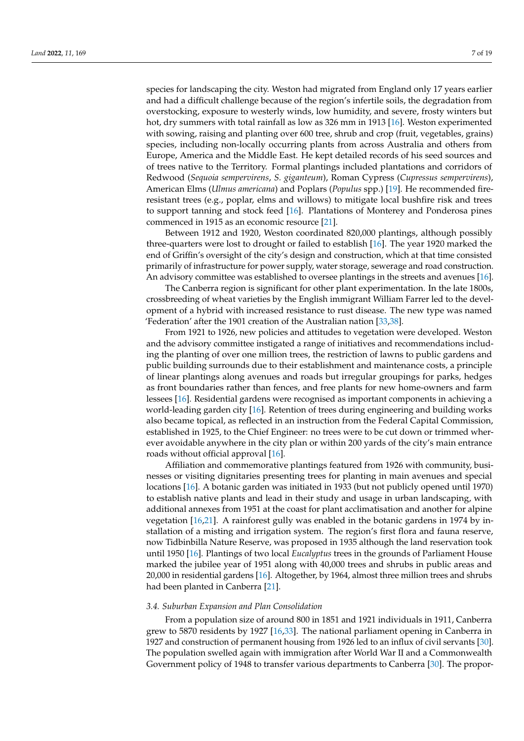species for landscaping the city. Weston had migrated from England only 17 years earlier and had a difficult challenge because of the region's infertile soils, the degradation from overstocking, exposure to westerly winds, low humidity, and severe, frosty winters but hot, dry summers with total rainfall as low as 326 mm in 1913 [16]. Weston experimented with sowing, raising and planting over 600 tree, shrub and crop (fruit, vegetables, grains) species, including non-locally occurring plants from across Australia and others from Europe, America and the Middle East. He kept detailed records of his seed sources and of trees native to the Territory. Formal plantings included plantations and corridors of Redwood (*Sequoia sempervirens*, *S. giganteum*), Roman Cypress (*Cupressus sempervirens*), American Elms (*Ulmus americana*) and Poplars (*Populus* spp.) [19]. He recommended fire-resistant trees (e.g., poplar, elms and willows) to mitigate local bushfire risk and trees to support tanning and stock feed [16]. Plantations of Monterey and Ponderosa pines commenced in 1915 as an economic resource [21].

Between 1912 and 1920, Weston coordinated 820,000 plantings, although possibly three-quarters were lost to drought or failed to establish [16]. The year 1920 marked the end of Griffin's oversight of the city's design and construction, which at that time consisted primarily of infrastructure for power supply, water storage, sewerage and road construction. An advisory committee was established to oversee plantings in the streets and avenues [16].

The Canberra region is significant for other plant experimentation. In the late 1800s, crossbreeding of wheat varieties by the English immigrant William Farrer led to the development of a hybrid with increased resistance to rust disease. The new type was named 'Federation' after the 1901 creation of the Australian nation [33,38].

From 1921 to 1926, new policies and attitudes to vegetation were developed. Weston and the advisory committee instigated a range of initiatives and recommendations including the planting of over one million trees, the restriction of lawns to public gardens and public building surrounds due to their establishment and maintenance costs, a principle of linear plantings along avenues and roads but irregular groupings for parks, hedges as front boundaries rather than fences, and free plants for new home-owners and farm lessees [16]. Residential gardens were recognised as important components in achieving a world-leading garden city [16]. Retention of trees during engineering and building works also became topical, as reflected in an instruction from the Federal Capital Commission, established in 1925, to the Chief Engineer: no trees were to be cut down or trimmed wherever avoidable anywhere in the city plan or within 200 yards of the city's main entrance roads without official approval [16].

Affiliation and commemorative plantings featured from 1926 with community, businesses or visiting dignitaries presenting trees for planting in main avenues and special locations [16]. A botanic garden was initiated in 1933 (but not publicly opened until 1970) to establish native plants and lead in their study and usage in urban landscaping, with additional annexes from 1951 at the coast for plant acclimatisation and another for alpine vegetation [16,21]. A rainforest gully was enabled in the botanic gardens in 1974 by installation of a misting and irrigation system. The region's first flora and fauna reserve, now Tidbinbilla Nature Reserve, was proposed in 1935 although the land reservation took until 1950 [16]. Plantings of two local *Eucalyptus* trees in the grounds of Parliament House marked the jubilee year of 1951 along with 40,000 trees and shrubs in public areas and 20,000 in residential gardens [16]. Altogether, by 1964, almost three million trees and shrubs had been planted in Canberra [21].

### 3.4. Suburban Expansion and Plan Consolidation

From a population size of around 800 in 1851 and 1921 individuals in 1911, Canberra grew to 5870 residents by 1927 [16,33]. The national parliament opening in Canberra in 1927 and construction of permanent housing from 1926 led to an influx of civil servants [30]. The population swelled again with immigration after World War II and a Commonwealth Government policy of 1948 to transfer various departments to Canberra [30]. The propor-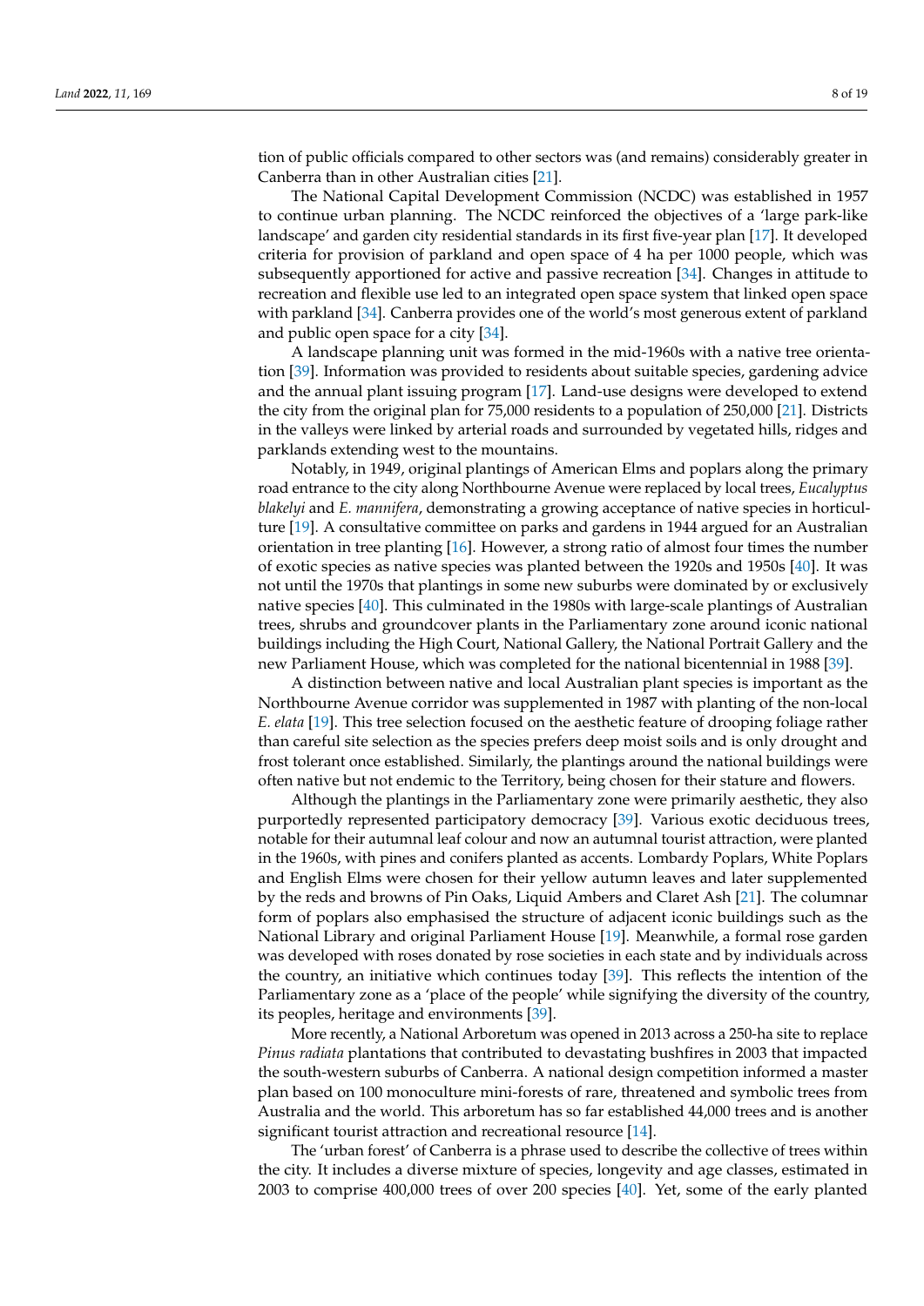tion of public officials compared to other sectors was (and remains) considerably greater in Canberra than in other Australian cities [21].

The National Capital Development Commission (NCDC) was established in 1957 to continue urban planning. The NCDC reinforced the objectives of a 'large park-like landscape' and garden city residential standards in its first five-year plan [17]. It developed criteria for provision of parkland and open space of 4 ha per 1000 people, which was subsequently apportioned for active and passive recreation [34]. Changes in attitude to recreation and flexible use led to an integrated open space system that linked open space with parkland [34]. Canberra provides one of the world's most generous extent of parkland and public open space for a city [34].

A landscape planning unit was formed in the mid-1960s with a native tree orientation [39]. Information was provided to residents about suitable species, gardening advice and the annual plant issuing program [17]. Land-use designs were developed to extend the city from the original plan for 75,000 residents to a population of 250,000 [21]. Districts in the valleys were linked by arterial roads and surrounded by vegetated hills, ridges and parklands extending west to the mountains.

Notably, in 1949, original plantings of American Elms and poplars along the primary road entrance to the city along Northbourne Avenue were replaced by local trees, *Eucalyptus blakelyi* and *E. mannifera*, demonstrating a growing acceptance of native species in horticulture [19]. A consultative committee on parks and gardens in 1944 argued for an Australian orientation in tree planting [16]. However, a strong ratio of almost four times the number of exotic species as native species was planted between the 1920s and 1950s [40]. It was not until the 1970s that plantings in some new suburbs were dominated by or exclusively native species [40]. This culminated in the 1980s with large-scale plantings of Australian trees, shrubs and groundcover plants in the Parliamentary zone around iconic national buildings including the High Court, National Gallery, the National Portrait Gallery and the new Parliament House, which was completed for the national bicentennial in 1988 [39].

A distinction between native and local Australian plant species is important as the Northbourne Avenue corridor was supplemented in 1987 with planting of the non-local *E. elata* [19]. This tree selection focused on the aesthetic feature of drooping foliage rather than careful site selection as the species prefers deep moist soils and is only drought and frost tolerant once established. Similarly, the plantings around the national buildings were often native but not endemic to the Territory, being chosen for their stature and flowers.

Although the plantings in the Parliamentary zone were primarily aesthetic, they also purportedly represented participatory democracy [39]. Various exotic deciduous trees, notable for their autumnal leaf colour and now an autumnal tourist attraction, were planted in the 1960s, with pines and conifers planted as accents. Lombardy Poplars, White Poplars and English Elms were chosen for their yellow autumn leaves and later supplemented by the reds and browns of Pin Oaks, Liquid Ambers and Claret Ash [21]. The columnar form of poplars also emphasised the structure of adjacent iconic buildings such as the National Library and original Parliament House [19]. Meanwhile, a formal rose garden was developed with roses donated by rose societies in each state and by individuals across the country, an initiative which continues today [39]. This reflects the intention of the Parliamentary zone as a 'place of the people' while signifying the diversity of the country, its peoples, heritage and environments [39].

More recently, a National Arboretum was opened in 2013 across a 250-ha site to replace *Pinus radiata* plantations that contributed to devastating bushfires in 2003 that impacted the south-western suburbs of Canberra. A national design competition informed a master plan based on 100 monoculture mini-forests of rare, threatened and symbolic trees from Australia and the world. This arboretum has so far established 44,000 trees and is another significant tourist attraction and recreational resource [14].

The 'urban forest' of Canberra is a phrase used to describe the collective of trees within the city. It includes a diverse mixture of species, longevity and age classes, estimated in 2003 to comprise 400,000 trees of over 200 species [40]. Yet, some of the early planted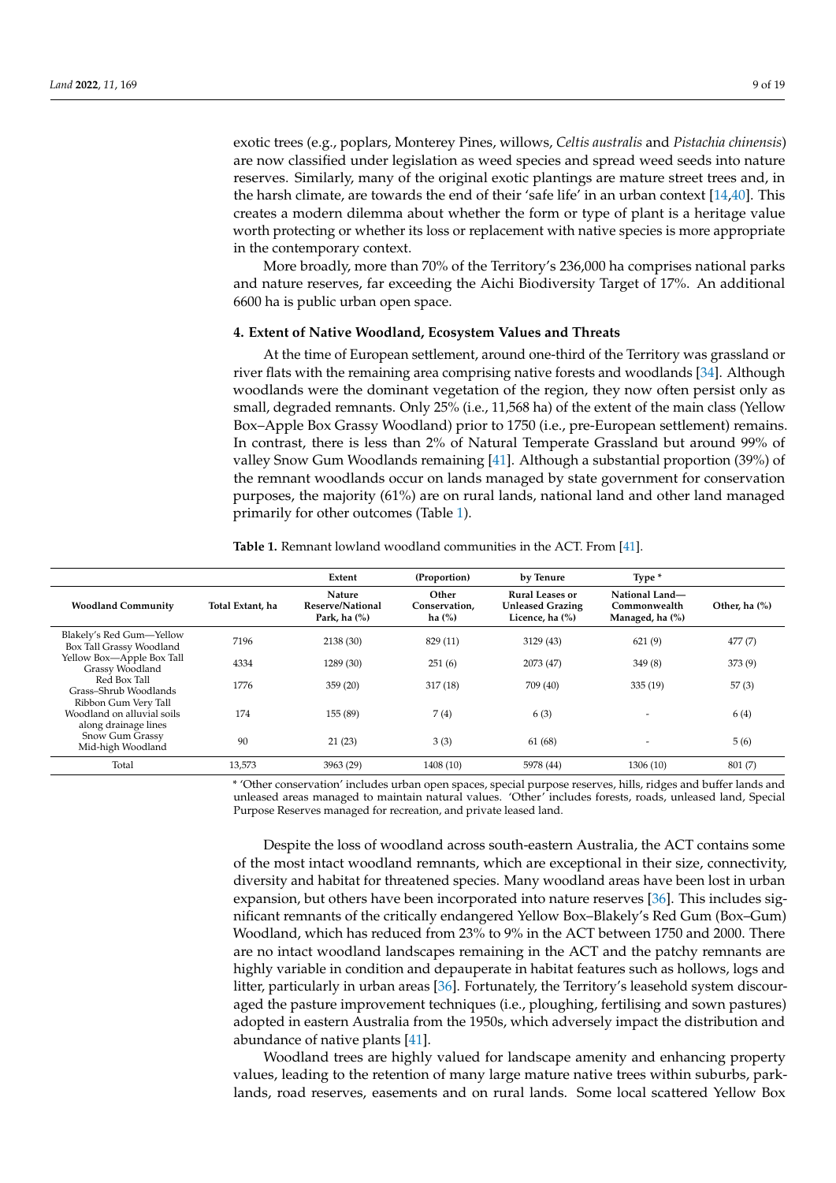exotic trees (e.g., poplars, Monterey Pines, willows, *Celtis australis* and *Pistachia chinensis*) are now classified under legislation as weed species and spread weed seeds into nature reserves. Similarly, many of the original exotic plantings are mature street trees and, in the harsh climate, are towards the end of their 'safe life' in an urban context [14,40]. This creates a modern dilemma about whether the form or type of plant is a heritage value worth protecting or whether its loss or replacement with native species is more appropriate in the contemporary context.

More broadly, more than 70% of the Territory's 236,000 ha comprises national parks and nature reserves, far exceeding the Aichi Biodiversity Target of 17%. An additional 6600 ha is public urban open space.

## 4. Extent of Native Woodland, Ecosystem Values and Threats

At the time of European settlement, around one-third of the Territory was grassland or river flats with the remaining area comprising native forests and woodlands [34]. Although woodlands were the dominant vegetation of the region, they now often persist only as small, degraded remnants. Only 25% (i.e., 11,568 ha) of the extent of the main class (Yellow Box–Apple Box Grassy Woodland) prior to 1750 (i.e., pre-European settlement) remains. In contrast, there is less than 2% of Natural Temperate Grassland but around 99% of valley Snow Gum Woodlands remaining [41]. Although a substantial proportion (39%) of the remnant woodlands occur on lands managed by state government for conservation purposes, the majority (61%) are on rural lands, national land and other land managed primarily for other outcomes (Table 1).

**Table 1.** Remnant lowland woodland communities in the ACT. From [41].

| | | Extent | (Proportion) | by Tenure | Type * | |
|---|---|---|---|---|---|---|
| **Woodland Community** | **Total Extant, ha** | **Nature Reserve/National Park, ha (%)** | **Other Conservation, ha (%)** | **Rural Leases or Unleased Grazing Licence, ha (%)** | **National Land—Commonwealth Managed, ha (%)** | **Other, ha (%)** |
| Blakely's Red Gum—Yellow Box Tall Grassy Woodland | 7196 | 2138 (30) | 829 (11) | 3129 (43) | 621 (9) | 477 (7) |
| Yellow Box—Apple Box Tall Grassy Woodland | 4334 | 1289 (30) | 251 (6) | 2073 (47) | 349 (8) | 373 (9) |
| Red Box Tall Grass–Shrub Woodlands | 1776 | 359 (20) | 317 (18) | 709 (40) | 335 (19) | 57 (3) |
| Ribbon Gum Very Tall Woodland on alluvial soils along drainage lines | 174 | 155 (89) | 7 (4) | 6 (3) | - | 6 (4) |
| Snow Gum Grassy Mid-high Woodland | 90 | 21 (23) | 3 (3) | 61 (68) | - | 5 (6) |
| Total | 13,573 | 3963 (29) | 1408 (10) | 5978 (44) | 1306 (10) | 801 (7) |

* 'Other conservation' includes urban open spaces, special purpose reserves, hills, ridges and buffer lands and unleased areas managed to maintain natural values. 'Other' includes forests, roads, unleased land, Special Purpose Reserves managed for recreation, and private leased land.

Despite the loss of woodland across south-eastern Australia, the ACT contains some of the most intact woodland remnants, which are exceptional in their size, connectivity, diversity and habitat for threatened species. Many woodland areas have been lost in urban expansion, but others have been incorporated into nature reserves [36]. This includes significant remnants of the critically endangered Yellow Box–Blakely's Red Gum (Box–Gum) Woodland, which has reduced from 23% to 9% in the ACT between 1750 and 2000. There are no intact woodland landscapes remaining in the ACT and the patchy remnants are highly variable in condition and depauperate in habitat features such as hollows, logs and litter, particularly in urban areas [36]. Fortunately, the Territory's leasehold system discouraged the pasture improvement techniques (i.e., ploughing, fertilising and sown pastures) adopted in eastern Australia from the 1950s, which adversely impact the distribution and abundance of native plants [41].

Woodland trees are highly valued for landscape amenity and enhancing property values, leading to the retention of many large mature native trees within suburbs, parklands, road reserves, easements and on rural lands. Some local scattered Yellow Box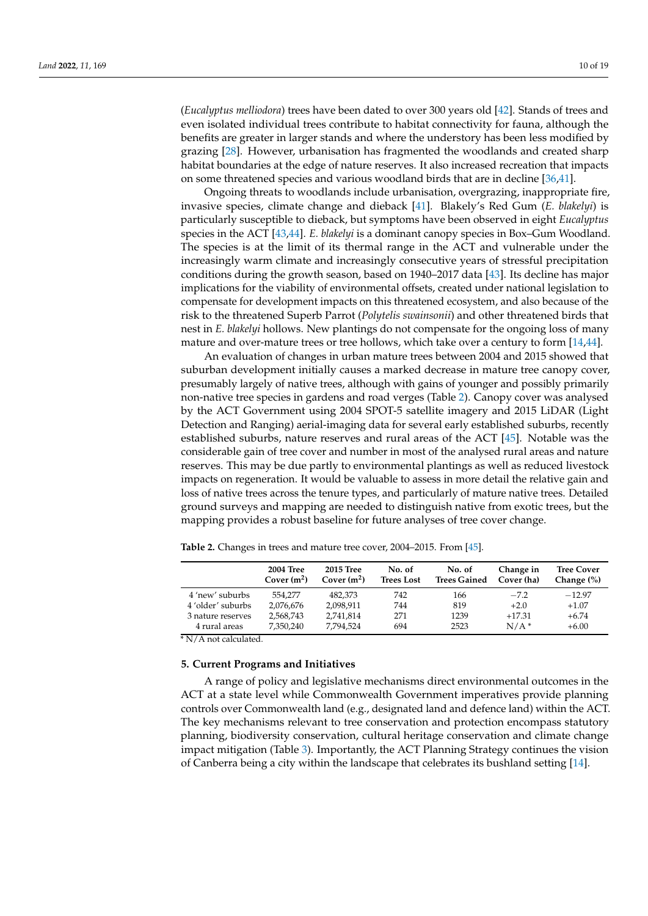(*Eucalyptus melliodora*) trees have been dated to over 300 years old [42]. Stands of trees and even isolated individual trees contribute to habitat connectivity for fauna, although the benefits are greater in larger stands and where the understory has been less modified by grazing [28]. However, urbanisation has fragmented the woodlands and created sharp habitat boundaries at the edge of nature reserves. It also increased recreation that impacts on some threatened species and various woodland birds that are in decline [36,41].

Ongoing threats to woodlands include urbanisation, overgrazing, inappropriate fire, invasive species, climate change and dieback [41]. Blakely's Red Gum (*E. blakelyi*) is particularly susceptible to dieback, but symptoms have been observed in eight *Eucalyptus* species in the ACT [43,44]. *E. blakelyi* is a dominant canopy species in Box–Gum Woodland. The species is at the limit of its thermal range in the ACT and vulnerable under the increasingly warm climate and increasingly consecutive years of stressful precipitation conditions during the growth season, based on 1940–2017 data [43]. Its decline has major implications for the viability of environmental offsets, created under national legislation to compensate for development impacts on this threatened ecosystem, and also because of the risk to the threatened Superb Parrot (*Polytelis swainsonii*) and other threatened birds that nest in *E. blakelyi* hollows. New plantings do not compensate for the ongoing loss of many mature and over-mature trees or tree hollows, which take over a century to form [14,44].

An evaluation of changes in urban mature trees between 2004 and 2015 showed that suburban development initially causes a marked decrease in mature tree canopy cover, presumably largely of native trees, although with gains of younger and possibly primarily non-native tree species in gardens and road verges (Table 2). Canopy cover was analysed by the ACT Government using 2004 SPOT-5 satellite imagery and 2015 LiDAR (Light Detection and Ranging) aerial-imaging data for several early established suburbs, recently established suburbs, nature reserves and rural areas of the ACT [45]. Notable was the considerable gain of tree cover and number in most of the analysed rural areas and nature reserves. This may be due partly to environmental plantings as well as reduced livestock impacts on regeneration. It would be valuable to assess in more detail the relative gain and loss of native trees across the tenure types, and particularly of mature native trees. Detailed ground surveys and mapping are needed to distinguish native from exotic trees, but the mapping provides a robust baseline for future analyses of tree cover change.

**Table 2.** Changes in trees and mature tree cover, 2004–2015. From [45].

| | 2004 Tree Cover ($m^2$) | 2015 Tree Cover ($m^2$) | No. of Trees Lost | No. of Trees Gained | Change in Cover (ha) | Tree Cover Change (%) |
|---|---|---|---|---|---|---|
| 4 'new' suburbs | 554,277 | 482,373 | 742 | 166 | −7.2 | −12.97 |
| 4 'older' suburbs | 2,076,676 | 2,098,911 | 744 | 819 | +2.0 | +1.07 |
| 3 nature reserves | 2,568,743 | 2,741,814 | 271 | 1239 | +17.31 | +6.74 |
| 4 rural areas | 7,350,240 | 7,794,524 | 694 | 2523 | N/A * | +6.00 |

* N/A not calculated.

## 5. Current Programs and Initiatives

A range of policy and legislative mechanisms direct environmental outcomes in the ACT at a state level while Commonwealth Government imperatives provide planning controls over Commonwealth land (e.g., designated land and defence land) within the ACT. The key mechanisms relevant to tree conservation and protection encompass statutory planning, biodiversity conservation, cultural heritage conservation and climate change impact mitigation (Table 3). Importantly, the ACT Planning Strategy continues the vision of Canberra being a city within the landscape that celebrates its bushland setting [14].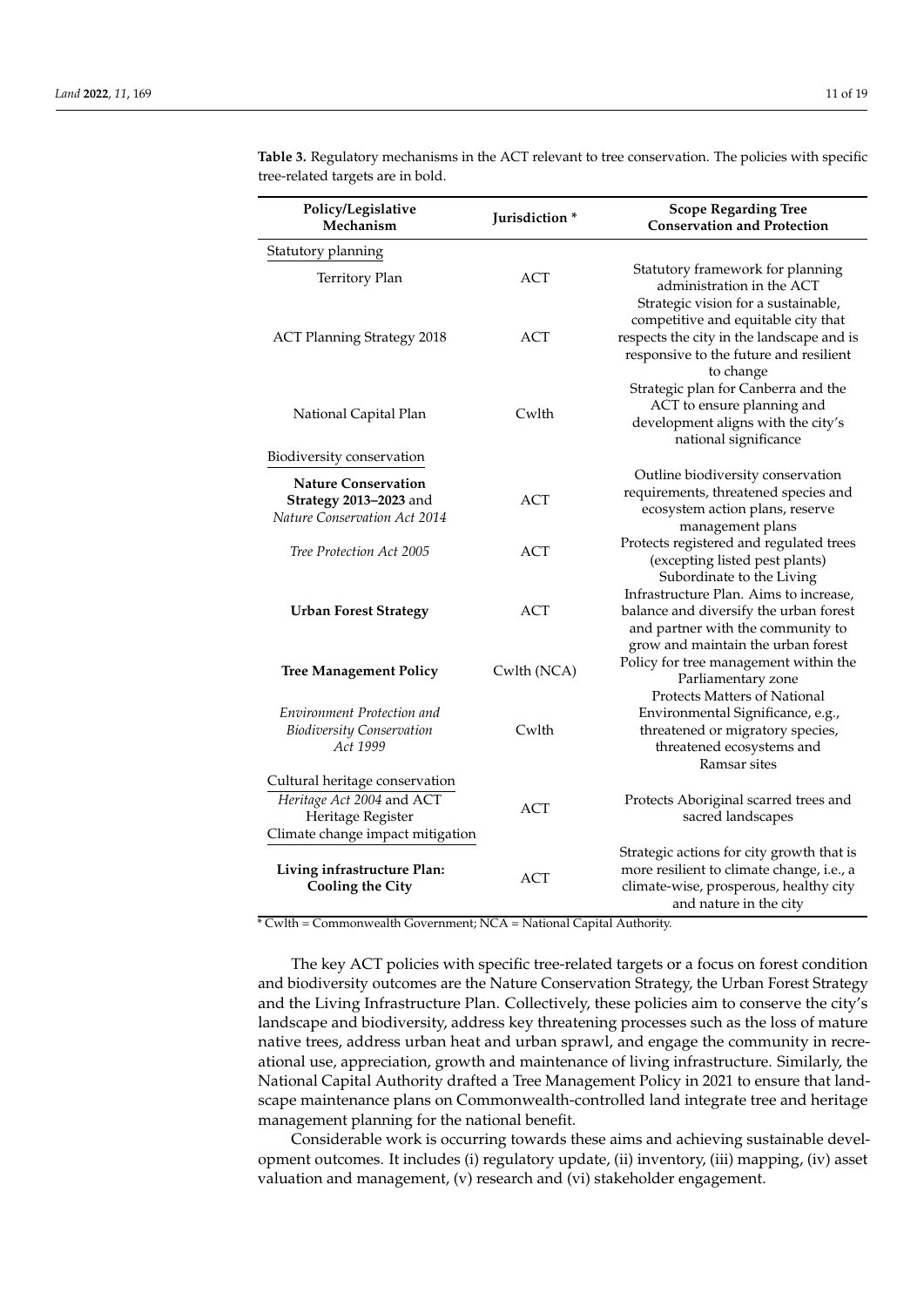**Table 3.** Regulatory mechanisms in the ACT relevant to tree conservation. The policies with specific tree-related targets are in bold.

| Policy/Legislative Mechanism | Jurisdiction * | Scope Regarding Tree Conservation and Protection |
|---|---|---|
| Statutory planning | | |
| Territory Plan | ACT | Statutory framework for planning administration in the ACT |
| ACT Planning Strategy 2018 | ACT | Strategic vision for a sustainable, competitive and equitable city that respects the city in the landscape and is responsive to the future and resilient to change |
| National Capital Plan | Cwlth | Strategic plan for Canberra and the ACT to ensure planning and development aligns with the city's national significance |
| Biodiversity conservation | | |
| **Nature Conservation Strategy 2013–2023** and *Nature Conservation Act 2014* | ACT | Outline biodiversity conservation requirements, threatened species and ecosystem action plans, reserve management plans |
| *Tree Protection Act 2005* | ACT | Protects registered and regulated trees (excepting listed pest plants) |
| **Urban Forest Strategy** | ACT | Subordinate to the Living Infrastructure Plan. Aims to increase, balance and diversify the urban forest and partner with the community to grow and maintain the urban forest |
| **Tree Management Policy** | Cwlth (NCA) | Policy for tree management within the Parliamentary zone |
| *Environment Protection and Biodiversity Conservation Act 1999* | Cwlth | Protects Matters of National Environmental Significance, e.g., threatened or migratory species, threatened ecosystems and Ramsar sites |
| Cultural heritage conservation | | |
| *Heritage Act 2004* and ACT Heritage Register | ACT | Protects Aboriginal scarred trees and sacred landscapes |
| Climate change impact mitigation | | |
| **Living infrastructure Plan: Cooling the City** | ACT | Strategic actions for city growth that is more resilient to climate change, i.e., a climate-wise, prosperous, healthy city and nature in the city |

* Cwlth = Commonwealth Government; NCA = National Capital Authority.

The key ACT policies with specific tree-related targets or a focus on forest condition and biodiversity outcomes are the Nature Conservation Strategy, the Urban Forest Strategy and the Living Infrastructure Plan. Collectively, these policies aim to conserve the city's landscape and biodiversity, address key threatening processes such as the loss of mature native trees, address urban heat and urban sprawl, and engage the community in recreational use, appreciation, growth and maintenance of living infrastructure. Similarly, the National Capital Authority drafted a Tree Management Policy in 2021 to ensure that landscape maintenance plans on Commonwealth-controlled land integrate tree and heritage management planning for the national benefit.

Considerable work is occurring towards these aims and achieving sustainable development outcomes. It includes (i) regulatory update, (ii) inventory, (iii) mapping, (iv) asset valuation and management, (v) research and (vi) stakeholder engagement.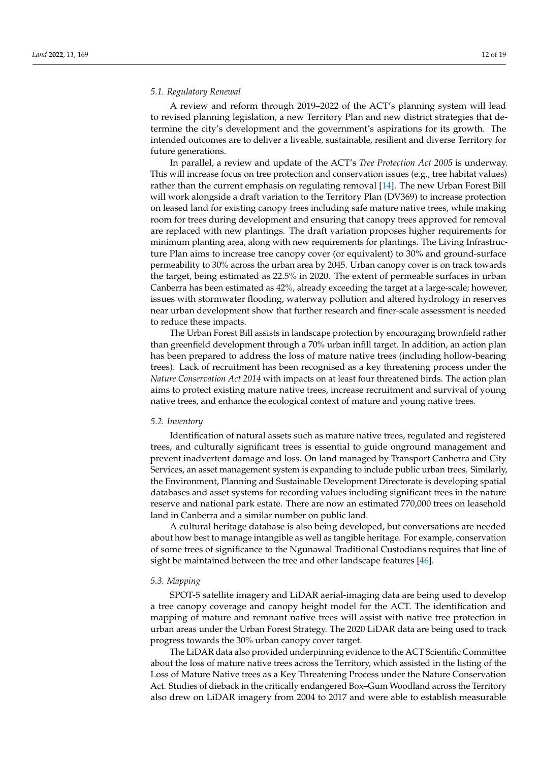### 5.1. Regulatory Renewal

A review and reform through 2019–2022 of the ACT's planning system will lead to revised planning legislation, a new Territory Plan and new district strategies that determine the city's development and the government's aspirations for its growth. The intended outcomes are to deliver a liveable, sustainable, resilient and diverse Territory for future generations.

In parallel, a review and update of the ACT's *Tree Protection Act 2005* is underway. This will increase focus on tree protection and conservation issues (e.g., tree habitat values) rather than the current emphasis on regulating removal [14]. The new Urban Forest Bill will work alongside a draft variation to the Territory Plan (DV369) to increase protection on leased land for existing canopy trees including safe mature native trees, while making room for trees during development and ensuring that canopy trees approved for removal are replaced with new plantings. The draft variation proposes higher requirements for minimum planting area, along with new requirements for plantings. The Living Infrastructure Plan aims to increase tree canopy cover (or equivalent) to 30% and ground-surface permeability to 30% across the urban area by 2045. Urban canopy cover is on track towards the target, being estimated as 22.5% in 2020. The extent of permeable surfaces in urban Canberra has been estimated as 42%, already exceeding the target at a large-scale; however, issues with stormwater flooding, waterway pollution and altered hydrology in reserves near urban development show that further research and finer-scale assessment is needed to reduce these impacts.

The Urban Forest Bill assists in landscape protection by encouraging brownfield rather than greenfield development through a 70% urban infill target. In addition, an action plan has been prepared to address the loss of mature native trees (including hollow-bearing trees). Lack of recruitment has been recognised as a key threatening process under the *Nature Conservation Act 2014* with impacts on at least four threatened birds. The action plan aims to protect existing mature native trees, increase recruitment and survival of young native trees, and enhance the ecological context of mature and young native trees.

### 5.2. Inventory

Identification of natural assets such as mature native trees, regulated and registered trees, and culturally significant trees is essential to guide onground management and prevent inadvertent damage and loss. On land managed by Transport Canberra and City Services, an asset management system is expanding to include public urban trees. Similarly, the Environment, Planning and Sustainable Development Directorate is developing spatial databases and asset systems for recording values including significant trees in the nature reserve and national park estate. There are now an estimated 770,000 trees on leasehold land in Canberra and a similar number on public land.

A cultural heritage database is also being developed, but conversations are needed about how best to manage intangible as well as tangible heritage. For example, conservation of some trees of significance to the Ngunawal Traditional Custodians requires that line of sight be maintained between the tree and other landscape features [46].

### 5.3. Mapping

SPOT-5 satellite imagery and LiDAR aerial-imaging data are being used to develop a tree canopy coverage and canopy height model for the ACT. The identification and mapping of mature and remnant native trees will assist with native tree protection in urban areas under the Urban Forest Strategy. The 2020 LiDAR data are being used to track progress towards the 30% urban canopy cover target.

The LiDAR data also provided underpinning evidence to the ACT Scientific Committee about the loss of mature native trees across the Territory, which assisted in the listing of the Loss of Mature Native trees as a Key Threatening Process under the Nature Conservation Act. Studies of dieback in the critically endangered Box–Gum Woodland across the Territory also drew on LiDAR imagery from 2004 to 2017 and were able to establish measurable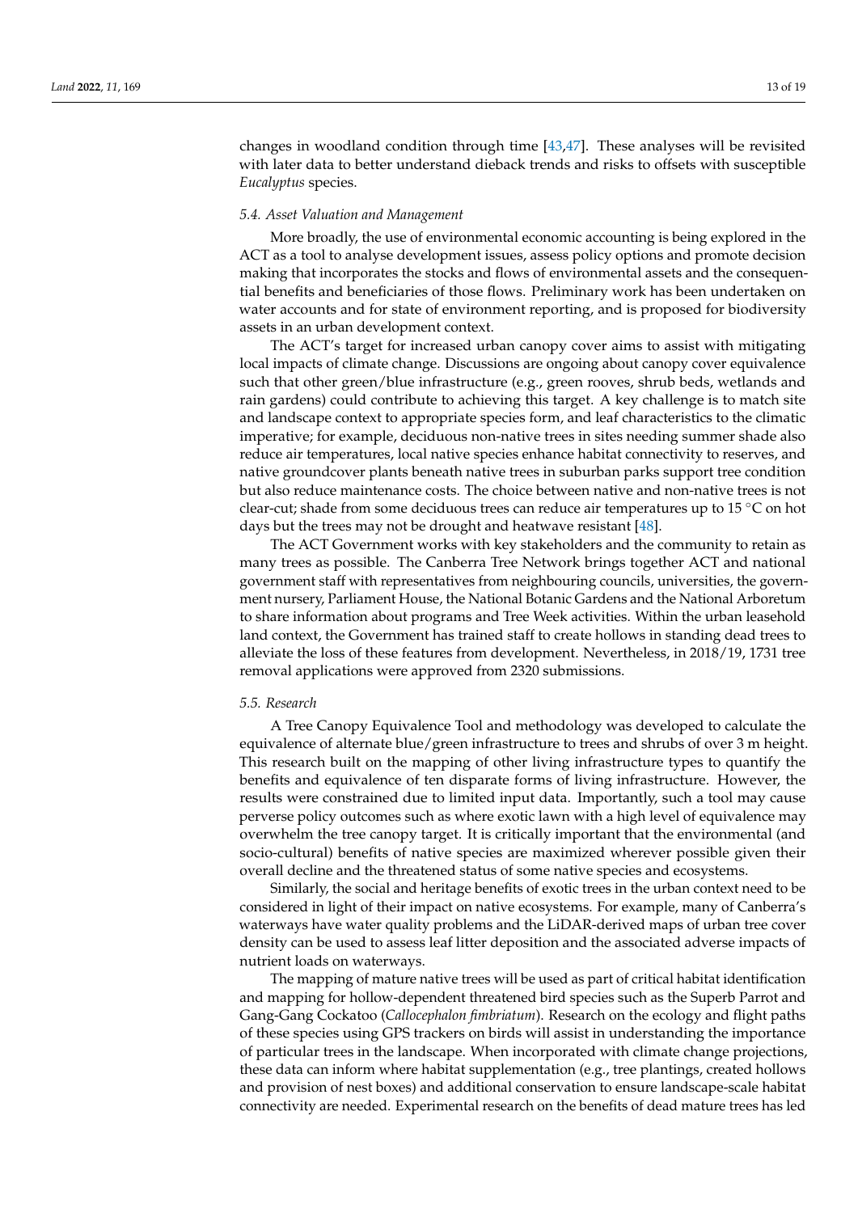changes in woodland condition through time [43,47]. These analyses will be revisited with later data to better understand dieback trends and risks to offsets with susceptible *Eucalyptus* species.

### 5.4. Asset Valuation and Management

More broadly, the use of environmental economic accounting is being explored in the ACT as a tool to analyse development issues, assess policy options and promote decision making that incorporates the stocks and flows of environmental assets and the consequential benefits and beneficiaries of those flows. Preliminary work has been undertaken on water accounts and for state of environment reporting, and is proposed for biodiversity assets in an urban development context.

The ACT's target for increased urban canopy cover aims to assist with mitigating local impacts of climate change. Discussions are ongoing about canopy cover equivalence such that other green/blue infrastructure (e.g., green rooves, shrub beds, wetlands and rain gardens) could contribute to achieving this target. A key challenge is to match site and landscape context to appropriate species form, and leaf characteristics to the climatic imperative; for example, deciduous non-native trees in sites needing summer shade also reduce air temperatures, local native species enhance habitat connectivity to reserves, and native groundcover plants beneath native trees in suburban parks support tree condition but also reduce maintenance costs. The choice between native and non-native trees is not clear-cut; shade from some deciduous trees can reduce air temperatures up to 15 °C on hot days but the trees may not be drought and heatwave resistant [48].

The ACT Government works with key stakeholders and the community to retain as many trees as possible. The Canberra Tree Network brings together ACT and national government staff with representatives from neighbouring councils, universities, the government nursery, Parliament House, the National Botanic Gardens and the National Arboretum to share information about programs and Tree Week activities. Within the urban leasehold land context, the Government has trained staff to create hollows in standing dead trees to alleviate the loss of these features from development. Nevertheless, in 2018/19, 1731 tree removal applications were approved from 2320 submissions.

### 5.5. Research

A Tree Canopy Equivalence Tool and methodology was developed to calculate the equivalence of alternate blue/green infrastructure to trees and shrubs of over 3 m height. This research built on the mapping of other living infrastructure types to quantify the benefits and equivalence of ten disparate forms of living infrastructure. However, the results were constrained due to limited input data. Importantly, such a tool may cause perverse policy outcomes such as where exotic lawn with a high level of equivalence may overwhelm the tree canopy target. It is critically important that the environmental (and socio-cultural) benefits of native species are maximized wherever possible given their overall decline and the threatened status of some native species and ecosystems.

Similarly, the social and heritage benefits of exotic trees in the urban context need to be considered in light of their impact on native ecosystems. For example, many of Canberra's waterways have water quality problems and the LiDAR-derived maps of urban tree cover density can be used to assess leaf litter deposition and the associated adverse impacts of nutrient loads on waterways.

The mapping of mature native trees will be used as part of critical habitat identification and mapping for hollow-dependent threatened bird species such as the Superb Parrot and Gang-Gang Cockatoo (*Callocephalon fimbriatum*). Research on the ecology and flight paths of these species using GPS trackers on birds will assist in understanding the importance of particular trees in the landscape. When incorporated with climate change projections, these data can inform where habitat supplementation (e.g., tree plantings, created hollows and provision of nest boxes) and additional conservation to ensure landscape-scale habitat connectivity are needed. Experimental research on the benefits of dead mature trees has led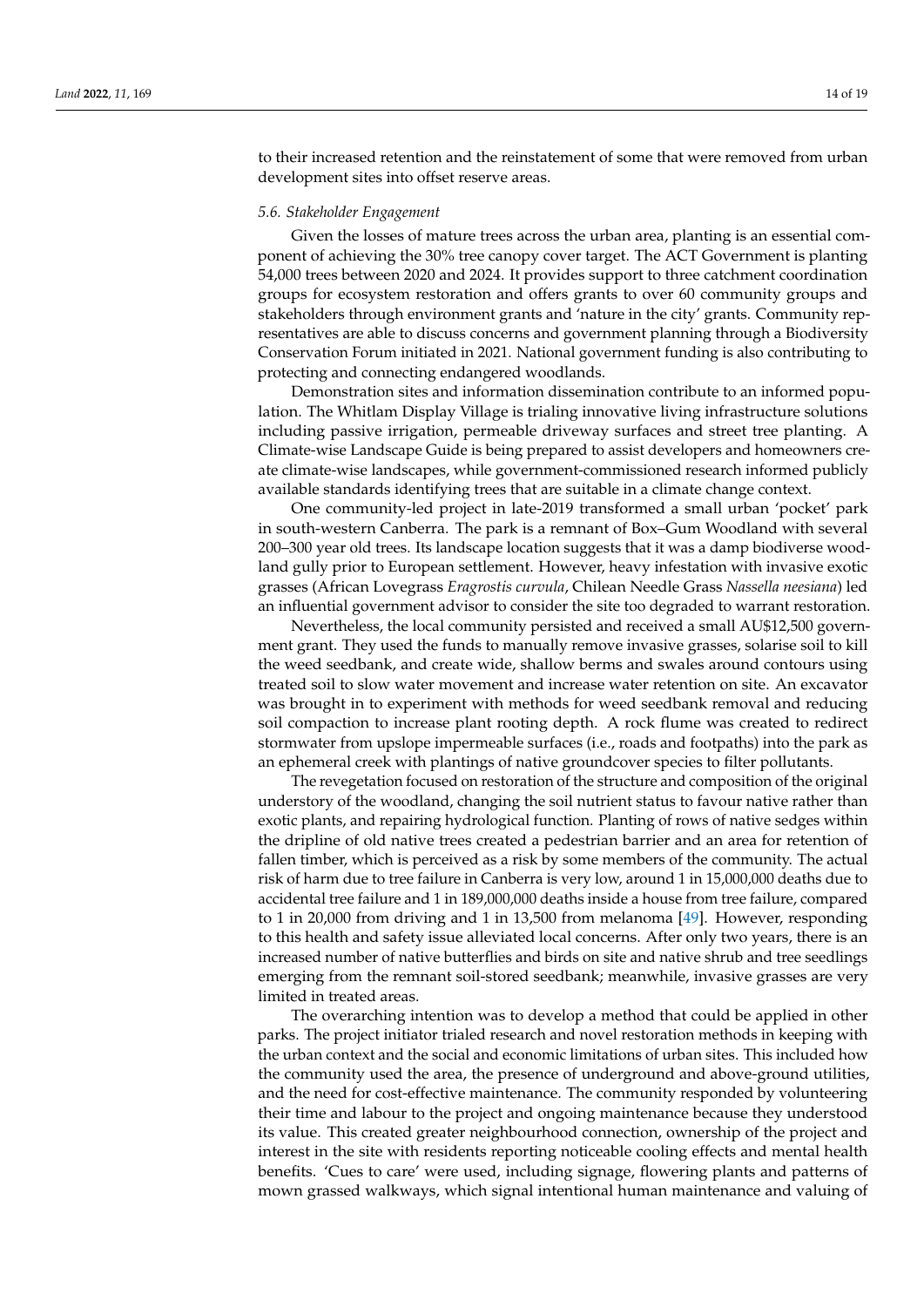to their increased retention and the reinstatement of some that were removed from urban development sites into offset reserve areas.

### 5.6. Stakeholder Engagement

Given the losses of mature trees across the urban area, planting is an essential component of achieving the 30% tree canopy cover target. The ACT Government is planting 54,000 trees between 2020 and 2024. It provides support to three catchment coordination groups for ecosystem restoration and offers grants to over 60 community groups and stakeholders through environment grants and 'nature in the city' grants. Community representatives are able to discuss concerns and government planning through a Biodiversity Conservation Forum initiated in 2021. National government funding is also contributing to protecting and connecting endangered woodlands.

Demonstration sites and information dissemination contribute to an informed population. The Whitlam Display Village is trialing innovative living infrastructure solutions including passive irrigation, permeable driveway surfaces and street tree planting. A Climate-wise Landscape Guide is being prepared to assist developers and homeowners create climate-wise landscapes, while government-commissioned research informed publicly available standards identifying trees that are suitable in a climate change context.

One community-led project in late-2019 transformed a small urban 'pocket' park in south-western Canberra. The park is a remnant of Box–Gum Woodland with several 200–300 year old trees. Its landscape location suggests that it was a damp biodiverse woodland gully prior to European settlement. However, heavy infestation with invasive exotic grasses (African Lovegrass *Eragrostis curvula*, Chilean Needle Grass *Nassella neesiana*) led an influential government advisor to consider the site too degraded to warrant restoration.

Nevertheless, the local community persisted and received a small AU$12,500 government grant. They used the funds to manually remove invasive grasses, solarise soil to kill the weed seedbank, and create wide, shallow berms and swales around contours using treated soil to slow water movement and increase water retention on site. An excavator was brought in to experiment with methods for weed seedbank removal and reducing soil compaction to increase plant rooting depth. A rock flume was created to redirect stormwater from upslope impermeable surfaces (i.e., roads and footpaths) into the park as an ephemeral creek with plantings of native groundcover species to filter pollutants.

The revegetation focused on restoration of the structure and composition of the original understory of the woodland, changing the soil nutrient status to favour native rather than exotic plants, and repairing hydrological function. Planting of rows of native sedges within the dripline of old native trees created a pedestrian barrier and an area for retention of fallen timber, which is perceived as a risk by some members of the community. The actual risk of harm due to tree failure in Canberra is very low, around 1 in 15,000,000 deaths due to accidental tree failure and 1 in 189,000,000 deaths inside a house from tree failure, compared to 1 in 20,000 from driving and 1 in 13,500 from melanoma [49]. However, responding to this health and safety issue alleviated local concerns. After only two years, there is an increased number of native butterflies and birds on site and native shrub and tree seedlings emerging from the remnant soil-stored seedbank; meanwhile, invasive grasses are very limited in treated areas.

The overarching intention was to develop a method that could be applied in other parks. The project initiator trialed research and novel restoration methods in keeping with the urban context and the social and economic limitations of urban sites. This included how the community used the area, the presence of underground and above-ground utilities, and the need for cost-effective maintenance. The community responded by volunteering their time and labour to the project and ongoing maintenance because they understood its value. This created greater neighbourhood connection, ownership of the project and interest in the site with residents reporting noticeable cooling effects and mental health benefits. 'Cues to care' were used, including signage, flowering plants and patterns of mown grassed walkways, which signal intentional human maintenance and valuing of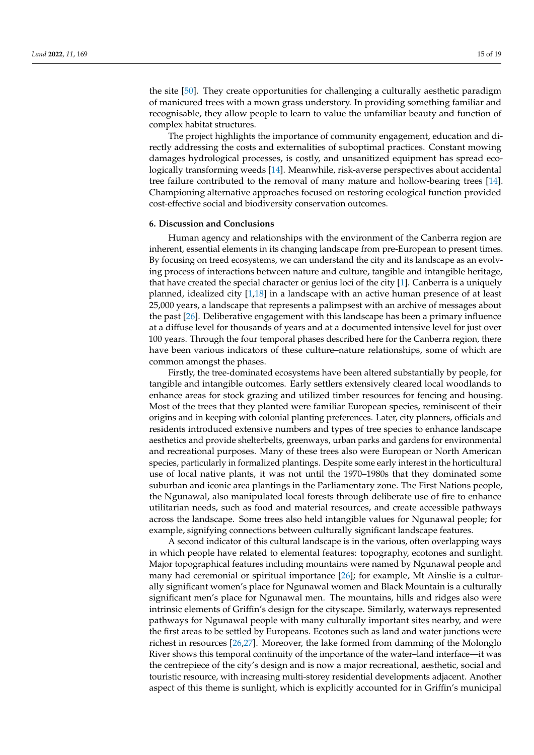the site [50]. They create opportunities for challenging a culturally aesthetic paradigm of manicured trees with a mown grass understory. In providing something familiar and recognisable, they allow people to learn to value the unfamiliar beauty and function of complex habitat structures.

The project highlights the importance of community engagement, education and directly addressing the costs and externalities of suboptimal practices. Constant mowing damages hydrological processes, is costly, and unsanitized equipment has spread ecologically transforming weeds [14]. Meanwhile, risk-averse perspectives about accidental tree failure contributed to the removal of many mature and hollow-bearing trees [14]. Championing alternative approaches focused on restoring ecological function provided cost-effective social and biodiversity conservation outcomes.

## 6. Discussion and Conclusions

Human agency and relationships with the environment of the Canberra region are inherent, essential elements in its changing landscape from pre-European to present times. By focusing on treed ecosystems, we can understand the city and its landscape as an evolving process of interactions between nature and culture, tangible and intangible heritage, that have created the special character or genius loci of the city [1]. Canberra is a uniquely planned, idealized city [1,18] in a landscape with an active human presence of at least 25,000 years, a landscape that represents a palimpsest with an archive of messages about the past [26]. Deliberative engagement with this landscape has been a primary influence at a diffuse level for thousands of years and at a documented intensive level for just over 100 years. Through the four temporal phases described here for the Canberra region, there have been various indicators of these culture–nature relationships, some of which are common amongst the phases.

Firstly, the tree-dominated ecosystems have been altered substantially by people, for tangible and intangible outcomes. Early settlers extensively cleared local woodlands to enhance areas for stock grazing and utilized timber resources for fencing and housing. Most of the trees that they planted were familiar European species, reminiscent of their origins and in keeping with colonial planting preferences. Later, city planners, officials and residents introduced extensive numbers and types of tree species to enhance landscape aesthetics and provide shelterbelts, greenways, urban parks and gardens for environmental and recreational purposes. Many of these trees also were European or North American species, particularly in formalized plantings. Despite some early interest in the horticultural use of local native plants, it was not until the 1970–1980s that they dominated some suburban and iconic area plantings in the Parliamentary zone. The First Nations people, the Ngunawal, also manipulated local forests through deliberate use of fire to enhance utilitarian needs, such as food and material resources, and create accessible pathways across the landscape. Some trees also held intangible values for Ngunawal people; for example, signifying connections between culturally significant landscape features.

A second indicator of this cultural landscape is in the various, often overlapping ways in which people have related to elemental features: topography, ecotones and sunlight. Major topographical features including mountains were named by Ngunawal people and many had ceremonial or spiritual importance [26]; for example, Mt Ainslie is a culturally significant women's place for Ngunawal women and Black Mountain is a culturally significant men's place for Ngunawal men. The mountains, hills and ridges also were intrinsic elements of Griffin's design for the cityscape. Similarly, waterways represented pathways for Ngunawal people with many culturally important sites nearby, and were the first areas to be settled by Europeans. Ecotones such as land and water junctions were richest in resources [26,27]. Moreover, the lake formed from damming of the Molonglo River shows this temporal continuity of the importance of the water–land interface—it was the centrepiece of the city's design and is now a major recreational, aesthetic, social and touristic resource, with increasing multi-storey residential developments adjacent. Another aspect of this theme is sunlight, which is explicitly accounted for in Griffin's municipal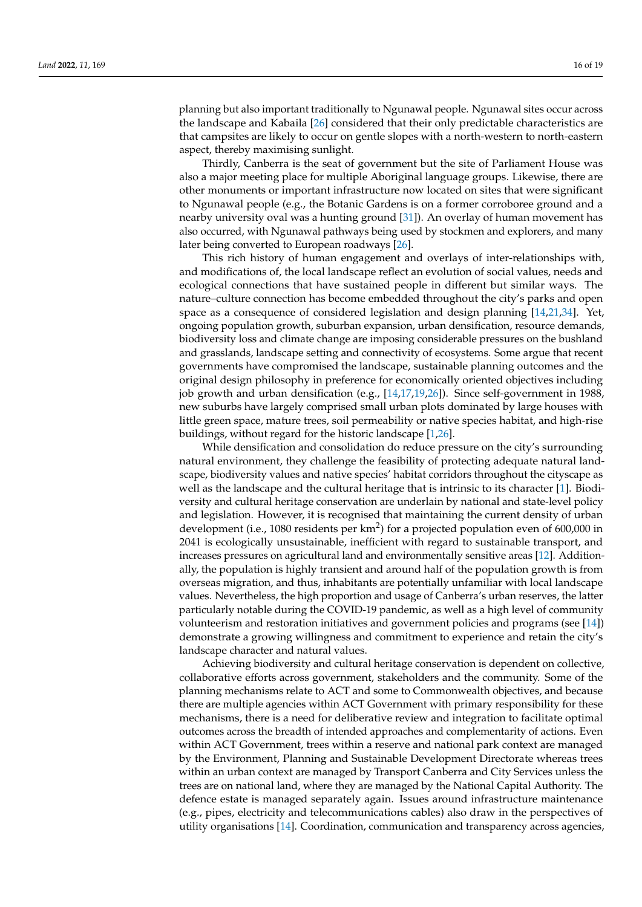planning but also important traditionally to Ngunawal people. Ngunawal sites occur across the landscape and Kabaila [26] considered that their only predictable characteristics are that campsites are likely to occur on gentle slopes with a north-western to north-eastern aspect, thereby maximising sunlight.

Thirdly, Canberra is the seat of government but the site of Parliament House was also a major meeting place for multiple Aboriginal language groups. Likewise, there are other monuments or important infrastructure now located on sites that were significant to Ngunawal people (e.g., the Botanic Gardens is on a former corroboree ground and a nearby university oval was a hunting ground [31]). An overlay of human movement has also occurred, with Ngunawal pathways being used by stockmen and explorers, and many later being converted to European roadways [26].

This rich history of human engagement and overlays of inter-relationships with, and modifications of, the local landscape reflect an evolution of social values, needs and ecological connections that have sustained people in different but similar ways. The nature–culture connection has become embedded throughout the city's parks and open space as a consequence of considered legislation and design planning [14,21,34]. Yet, ongoing population growth, suburban expansion, urban densification, resource demands, biodiversity loss and climate change are imposing considerable pressures on the bushland and grasslands, landscape setting and connectivity of ecosystems. Some argue that recent governments have compromised the landscape, sustainable planning outcomes and the original design philosophy in preference for economically oriented objectives including job growth and urban densification (e.g., [14,17,19,26]). Since self-government in 1988, new suburbs have largely comprised small urban plots dominated by large houses with little green space, mature trees, soil permeability or native species habitat, and high-rise buildings, without regard for the historic landscape [1,26].

While densification and consolidation do reduce pressure on the city's surrounding natural environment, they challenge the feasibility of protecting adequate natural landscape, biodiversity values and native species' habitat corridors throughout the cityscape as well as the landscape and the cultural heritage that is intrinsic to its character [1]. Biodiversity and cultural heritage conservation are underlain by national and state-level policy and legislation. However, it is recognised that maintaining the current density of urban development (i.e., 1080 residents per $km^2$) for a projected population even of 600,000 in 2041 is ecologically unsustainable, inefficient with regard to sustainable transport, and increases pressures on agricultural land and environmentally sensitive areas [12]. Additionally, the population is highly transient and around half of the population growth is from overseas migration, and thus, inhabitants are potentially unfamiliar with local landscape values. Nevertheless, the high proportion and usage of Canberra's urban reserves, the latter particularly notable during the COVID-19 pandemic, as well as a high level of community volunteerism and restoration initiatives and government policies and programs (see [14]) demonstrate a growing willingness and commitment to experience and retain the city's landscape character and natural values.

Achieving biodiversity and cultural heritage conservation is dependent on collective, collaborative efforts across government, stakeholders and the community. Some of the planning mechanisms relate to ACT and some to Commonwealth objectives, and because there are multiple agencies within ACT Government with primary responsibility for these mechanisms, there is a need for deliberative review and integration to facilitate optimal outcomes across the breadth of intended approaches and complementarity of actions. Even within ACT Government, trees within a reserve and national park context are managed by the Environment, Planning and Sustainable Development Directorate whereas trees within an urban context are managed by Transport Canberra and City Services unless the trees are on national land, where they are managed by the National Capital Authority. The defence estate is managed separately again. Issues around infrastructure maintenance (e.g., pipes, electricity and telecommunications cables) also draw in the perspectives of utility organisations [14]. Coordination, communication and transparency across agencies,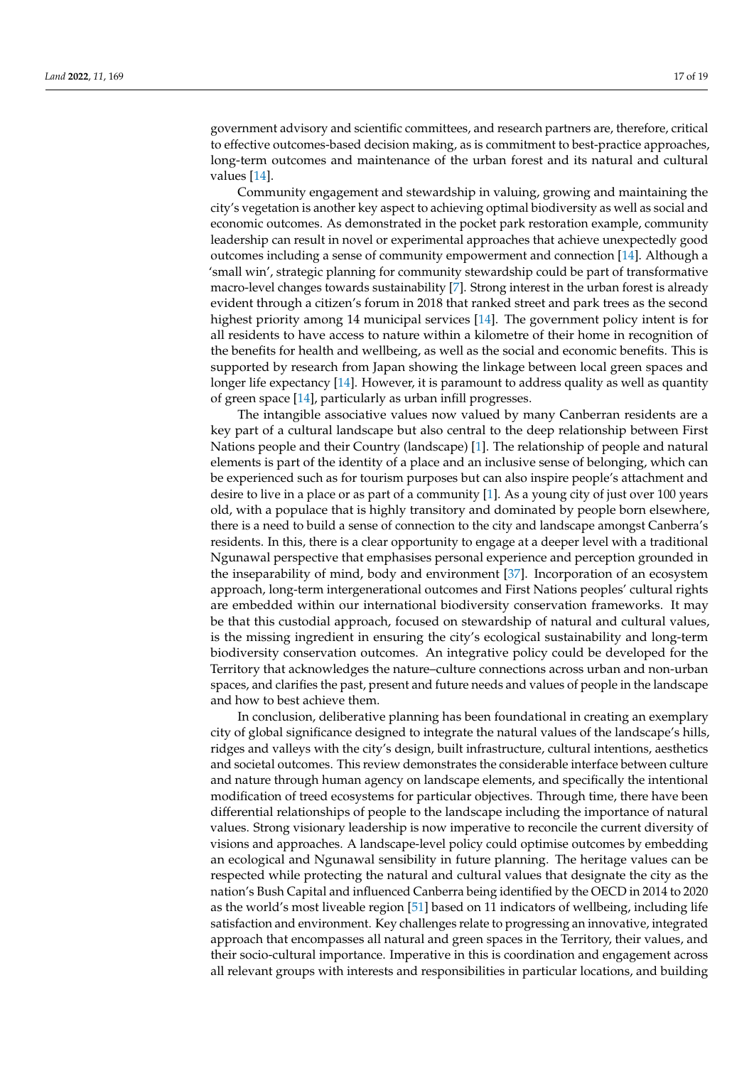government advisory and scientific committees, and research partners are, therefore, critical to effective outcomes-based decision making, as is commitment to best-practice approaches, long-term outcomes and maintenance of the urban forest and its natural and cultural values [14].

Community engagement and stewardship in valuing, growing and maintaining the city's vegetation is another key aspect to achieving optimal biodiversity as well as social and economic outcomes. As demonstrated in the pocket park restoration example, community leadership can result in novel or experimental approaches that achieve unexpectedly good outcomes including a sense of community empowerment and connection [14]. Although a 'small win', strategic planning for community stewardship could be part of transformative macro-level changes towards sustainability [7]. Strong interest in the urban forest is already evident through a citizen's forum in 2018 that ranked street and park trees as the second highest priority among 14 municipal services [14]. The government policy intent is for all residents to have access to nature within a kilometre of their home in recognition of the benefits for health and wellbeing, as well as the social and economic benefits. This is supported by research from Japan showing the linkage between local green spaces and longer life expectancy [14]. However, it is paramount to address quality as well as quantity of green space [14], particularly as urban infill progresses.

The intangible associative values now valued by many Canberran residents are a key part of a cultural landscape but also central to the deep relationship between First Nations people and their Country (landscape) [1]. The relationship of people and natural elements is part of the identity of a place and an inclusive sense of belonging, which can be experienced such as for tourism purposes but can also inspire people's attachment and desire to live in a place or as part of a community [1]. As a young city of just over 100 years old, with a populace that is highly transitory and dominated by people born elsewhere, there is a need to build a sense of connection to the city and landscape amongst Canberra's residents. In this, there is a clear opportunity to engage at a deeper level with a traditional Ngunawal perspective that emphasises personal experience and perception grounded in the inseparability of mind, body and environment [37]. Incorporation of an ecosystem approach, long-term intergenerational outcomes and First Nations peoples' cultural rights are embedded within our international biodiversity conservation frameworks. It may be that this custodial approach, focused on stewardship of natural and cultural values, is the missing ingredient in ensuring the city's ecological sustainability and long-term biodiversity conservation outcomes. An integrative policy could be developed for the Territory that acknowledges the nature–culture connections across urban and non-urban spaces, and clarifies the past, present and future needs and values of people in the landscape and how to best achieve them.

In conclusion, deliberative planning has been foundational in creating an exemplary city of global significance designed to integrate the natural values of the landscape's hills, ridges and valleys with the city's design, built infrastructure, cultural intentions, aesthetics and societal outcomes. This review demonstrates the considerable interface between culture and nature through human agency on landscape elements, and specifically the intentional modification of treed ecosystems for particular objectives. Through time, there have been differential relationships of people to the landscape including the importance of natural values. Strong visionary leadership is now imperative to reconcile the current diversity of visions and approaches. A landscape-level policy could optimise outcomes by embedding an ecological and Ngunawal sensibility in future planning. The heritage values can be respected while protecting the natural and cultural values that designate the city as the nation's Bush Capital and influenced Canberra being identified by the OECD in 2014 to 2020 as the world's most liveable region [51] based on 11 indicators of wellbeing, including life satisfaction and environment. Key challenges relate to progressing an innovative, integrated approach that encompasses all natural and green spaces in the Territory, their values, and their socio-cultural importance. Imperative in this is coordination and engagement across all relevant groups with interests and responsibilities in particular locations, and building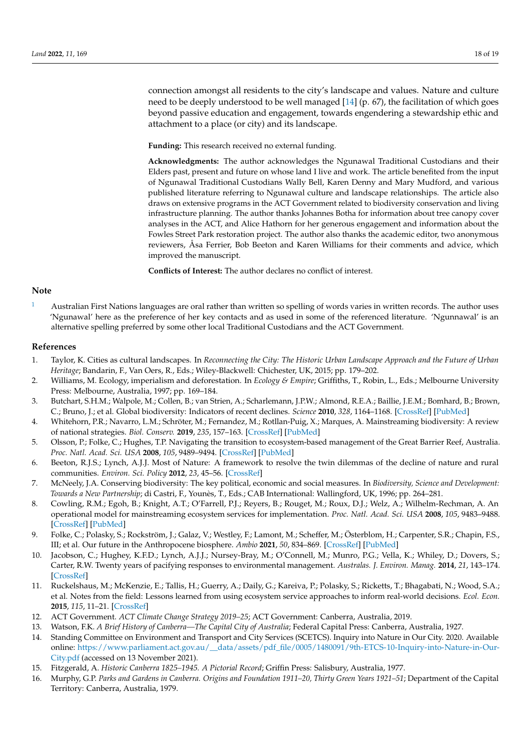connection amongst all residents to the city's landscape and values. Nature and culture need to be deeply understood to be well managed [14] (p. 67), the facilitation of which goes beyond passive education and engagement, towards engendering a stewardship ethic and attachment to a place (or city) and its landscape.

**Funding:** This research received no external funding.

**Acknowledgments:** The author acknowledges the Ngunawal Traditional Custodians and their Elders past, present and future on whose land I live and work. The article benefited from the input of Ngunawal Traditional Custodians Wally Bell, Karen Denny and Mary Mudford, and various published literature referring to Ngunawal culture and landscape relationships. The article also draws on extensive programs in the ACT Government related to biodiversity conservation and living infrastructure planning. The author thanks Johannes Botha for information about tree canopy cover analyses in the ACT, and Alice Hathorn for her generous engagement and information about the Fowles Street Park restoration project. The author also thanks the academic editor, two anonymous reviewers, Åsa Ferrier, Bob Beeton and Karen Williams for their comments and advice, which improved the manuscript.

**Conflicts of Interest:** The author declares no conflict of interest.

## Note

[1] Australian First Nations languages are oral rather than written so spelling of words varies in written records. The author uses 'Ngunawal' here as the preference of her key contacts and as used in some of the referenced literature. 'Ngunnawal' is an alternative spelling preferred by some other local Traditional Custodians and the ACT Government.

## References

1. Taylor, K. Cities as cultural landscapes. In *Reconnecting the City: The Historic Urban Landscape Approach and the Future of Urban Heritage*; Bandarin, F., Van Oers, R., Eds.; Wiley-Blackwell: Chichester, UK, 2015; pp. 179–202.
2. Williams, M. Ecology, imperialism and deforestation. In *Ecology & Empire*; Griffiths, T., Robin, L., Eds.; Melbourne University Press: Melbourne, Australia, 1997; pp. 169–184.
3. Butchart, S.H.M.; Walpole, M.; Collen, B.; van Strien, A.; Scharlemann, J.P.W.; Almond, R.E.A.; Baillie, J.E.M.; Bomhard, B.; Brown, C.; Bruno, J.; et al. Global biodiversity: Indicators of recent declines. *Science* **2010**, *328*, 1164–1168. [CrossRef] [PubMed]
4. Whitehorn, P.R.; Navarro, L.M.; Schröter, M.; Fernandez, M.; Rotllan-Puig, X.; Marques, A. Mainstreaming biodiversity: A review of national strategies. *Biol. Conserv.* **2019**, *235*, 157–163. [CrossRef] [PubMed]
5. Olsson, P.; Folke, C.; Hughes, T.P. Navigating the transition to ecosystem-based management of the Great Barrier Reef, Australia. *Proc. Natl. Acad. Sci. USA* **2008**, *105*, 9489–9494. [CrossRef] [PubMed]
6. Beeton, R.J.S.; Lynch, A.J.J. Most of Nature: A framework to resolve the twin dilemmas of the decline of nature and rural communities. *Environ. Sci. Policy* **2012**, *23*, 45–56. [CrossRef]
7. McNeely, J.A. Conserving biodiversity: The key political, economic and social measures. In *Biodiversity, Science and Development: Towards a New Partnership*; di Castri, F., Younès, T., Eds.; CAB International: Wallingford, UK, 1996; pp. 264–281.
8. Cowling, R.M.; Egoh, B.; Knight, A.T.; O'Farrell, P.J.; Reyers, B.; Rouget, M.; Roux, D.J.; Welz, A.; Wilhelm-Rechman, A. An operational model for mainstreaming ecosystem services for implementation. *Proc. Natl. Acad. Sci. USA* **2008**, *105*, 9483–9488. [CrossRef] [PubMed]
9. Folke, C.; Polasky, S.; Rockström, J.; Galaz, V.; Westley, F.; Lamont, M.; Scheffer, M.; Österblom, H.; Carpenter, S.R.; Chapin, F.S., III; et al. Our future in the Anthropocene biosphere. *Ambio* **2021**, *50*, 834–869. [CrossRef] [PubMed]
10. Jacobson, C.; Hughey, K.F.D.; Lynch, A.J.J.; Nursey-Bray, M.; O'Connell, M.; Munro, P.G.; Vella, K.; Whiley, D.; Dovers, S.; Carter, R.W. Twenty years of pacifying responses to environmental management. *Australas. J. Environ. Manag.* **2014**, *21*, 143–174. [CrossRef]
11. Ruckelshaus, M.; McKenzie, E.; Tallis, H.; Guerry, A.; Daily, G.; Kareiva, P.; Polasky, S.; Ricketts, T.; Bhagabati, N.; Wood, S.A.; et al. Notes from the field: Lessons learned from using ecosystem service approaches to inform real-world decisions. *Ecol. Econ.* **2015**, *115*, 11–21. [CrossRef]
12. ACT Government. *ACT Climate Change Strategy 2019–25*; ACT Government: Canberra, Australia, 2019.
13. Watson, F.K. *A Brief History of Canberra—The Capital City of Australia*; Federal Capital Press: Canberra, Australia, 1927.
14. Standing Committee on Environment and Transport and City Services (SCETCS). Inquiry into Nature in Our City. 2020. Available online: https://www.parliament.act.gov.au/__data/assets/pdf_file/0005/1480091/9th-ETCS-10-Inquiry-into-Nature-in-Our-City.pdf (accessed on 13 November 2021).
15. Fitzgerald, A. *Historic Canberra 1825–1945. A Pictorial Record*; Griffin Press: Salisbury, Australia, 1977.
16. Murphy, G.P. *Parks and Gardens in Canberra. Origins and Foundation 1911–20, Thirty Green Years 1921–51*; Department of the Capital Territory: Canberra, Australia, 1979.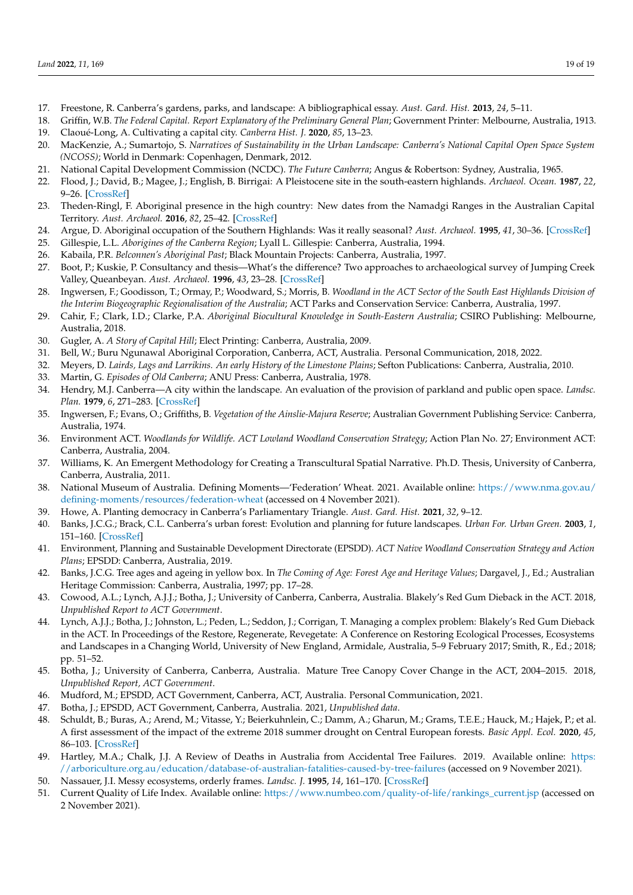17. Freestone, R. Canberra's gardens, parks, and landscape: A bibliographical essay. *Aust. Gard. Hist.* **2013**, *24*, 5–11.
18. Griffin, W.B. *The Federal Capital. Report Explanatory of the Preliminary General Plan*; Government Printer: Melbourne, Australia, 1913.
19. Claoué-Long, A. Cultivating a capital city. *Canberra Hist. J.* **2020**, *85*, 13–23.
20. MacKenzie, A.; Sumartojo, S. *Narratives of Sustainability in the Urban Landscape: Canberra's National Capital Open Space System (NCOSS)*; World in Denmark: Copenhagen, Denmark, 2012.
21. National Capital Development Commission (NCDC). *The Future Canberra*; Angus & Robertson: Sydney, Australia, 1965.
22. Flood, J.; David, B.; Magee, J.; English, B. Birrigai: A Pleistocene site in the south-eastern highlands. *Archaeol. Ocean.* **1987**, *22*, 9–26. [CrossRef]
23. Theden-Ringl, F. Aboriginal presence in the high country: New dates from the Namadgi Ranges in the Australian Capital Territory. *Aust. Archaeol.* **2016**, *82*, 25–42. [CrossRef]
24. Argue, D. Aboriginal occupation of the Southern Highlands: Was it really seasonal? *Aust. Archaeol.* **1995**, *41*, 30–36. [CrossRef]
25. Gillespie, L.L. *Aborigines of the Canberra Region*; Lyall L. Gillespie: Canberra, Australia, 1994.
26. Kabaila, P.R. *Belconnen's Aboriginal Past*; Black Mountain Projects: Canberra, Australia, 1997.
27. Boot, P.; Kuskie, P. Consultancy and thesis—What's the difference? Two approaches to archaeological survey of Jumping Creek Valley, Queanbeyan. *Aust. Archaeol.* **1996**, *43*, 23–28. [CrossRef]
28. Ingwersen, F.; Goodisson, T.; Ormay, P.; Woodward, S.; Morris, B. *Woodland in the ACT Sector of the South East Highlands Division of the Interim Biogeographic Regionalisation of the Australia*; ACT Parks and Conservation Service: Canberra, Australia, 1997.
29. Cahir, F.; Clark, I.D.; Clarke, P.A. *Aboriginal Biocultural Knowledge in South-Eastern Australia*; CSIRO Publishing: Melbourne, Australia, 2018.
30. Gugler, A. *A Story of Capital Hill*; Elect Printing: Canberra, Australia, 2009.
31. Bell, W.; Buru Ngunawal Aboriginal Corporation, Canberra, ACT, Australia. Personal Communication, 2018, 2022.
32. Meyers, D. *Lairds, Lags and Larrikins. An early History of the Limestone Plains*; Sefton Publications: Canberra, Australia, 2010.
33. Martin, G. *Episodes of Old Canberra*; ANU Press: Canberra, Australia, 1978.
34. Hendry, M.J. Canberra—A city within the landscape. An evaluation of the provision of parkland and public open space. *Landsc. Plan.* **1979**, *6*, 271–283. [CrossRef]
35. Ingwersen, F.; Evans, O.; Griffiths, B. *Vegetation of the Ainslie-Majura Reserve*; Australian Government Publishing Service: Canberra, Australia, 1974.
36. Environment ACT. *Woodlands for Wildlife. ACT Lowland Woodland Conservation Strategy*; Action Plan No. 27; Environment ACT: Canberra, Australia, 2004.
37. Williams, K. An Emergent Methodology for Creating a Transcultural Spatial Narrative. Ph.D. Thesis, University of Canberra, Canberra, Australia, 2011.
38. National Museum of Australia. Defining Moments—'Federation' Wheat. 2021. Available online: https://www.nma.gov.au/defining-moments/resources/federation-wheat (accessed on 4 November 2021).
39. Howe, A. Planting democracy in Canberra's Parliamentary Triangle. *Aust. Gard. Hist.* **2021**, *32*, 9–12.
40. Banks, J.C.G.; Brack, C.L. Canberra's urban forest: Evolution and planning for future landscapes. *Urban For. Urban Green.* **2003**, *1*, 151–160. [CrossRef]
41. Environment, Planning and Sustainable Development Directorate (EPSDD). *ACT Native Woodland Conservation Strategy and Action Plans*; EPSDD: Canberra, Australia, 2019.
42. Banks, J.C.G. Tree ages and ageing in yellow box. In *The Coming of Age: Forest Age and Heritage Values*; Dargavel, J., Ed.; Australian Heritage Commission: Canberra, Australia, 1997; pp. 17–28.
43. Cowood, A.L.; Lynch, A.J.J.; Botha, J.; University of Canberra, Canberra, Australia. Blakely's Red Gum Dieback in the ACT. 2018, *Unpublished Report to ACT Government*.
44. Lynch, A.J.J.; Botha, J.; Johnston, L.; Peden, L.; Seddon, J.; Corrigan, T. Managing a complex problem: Blakely's Red Gum Dieback in the ACT. In Proceedings of the Restore, Regenerate, Revegetate: A Conference on Restoring Ecological Processes, Ecosystems and Landscapes in a Changing World, University of New England, Armidale, Australia, 5–9 February 2017; Smith, R., Ed.; 2018; pp. 51–52.
45. Botha, J.; University of Canberra, Canberra, Australia. Mature Tree Canopy Cover Change in the ACT, 2004–2015. 2018, *Unpublished Report, ACT Government*.
46. Mudford, M.; EPSDD, ACT Government, Canberra, ACT, Australia. Personal Communication, 2021.
47. Botha, J.; EPSDD, ACT Government, Canberra, Australia. 2021, *Unpublished data*.
48. Schuldt, B.; Buras, A.; Arend, M.; Vitasse, Y.; Beierkuhnlein, C.; Damm, A.; Gharun, M.; Grams, T.E.E.; Hauck, M.; Hajek, P.; et al. A first assessment of the impact of the extreme 2018 summer drought on Central European forests. *Basic Appl. Ecol.* **2020**, *45*, 86–103. [CrossRef]
49. Hartley, M.A.; Chalk, J.J. A Review of Deaths in Australia from Accidental Tree Failures. 2019. Available online: https://arboriculture.org.au/education/database-of-australian-fatalities-caused-by-tree-failures (accessed on 9 November 2021).
50. Nassauer, J.I. Messy ecosystems, orderly frames. *Landsc. J.* **1995**, *14*, 161–170. [CrossRef]
51. Current Quality of Life Index. Available online: https://www.numbeo.com/quality-of-life/rankings_current.jsp (accessed on 2 November 2021).